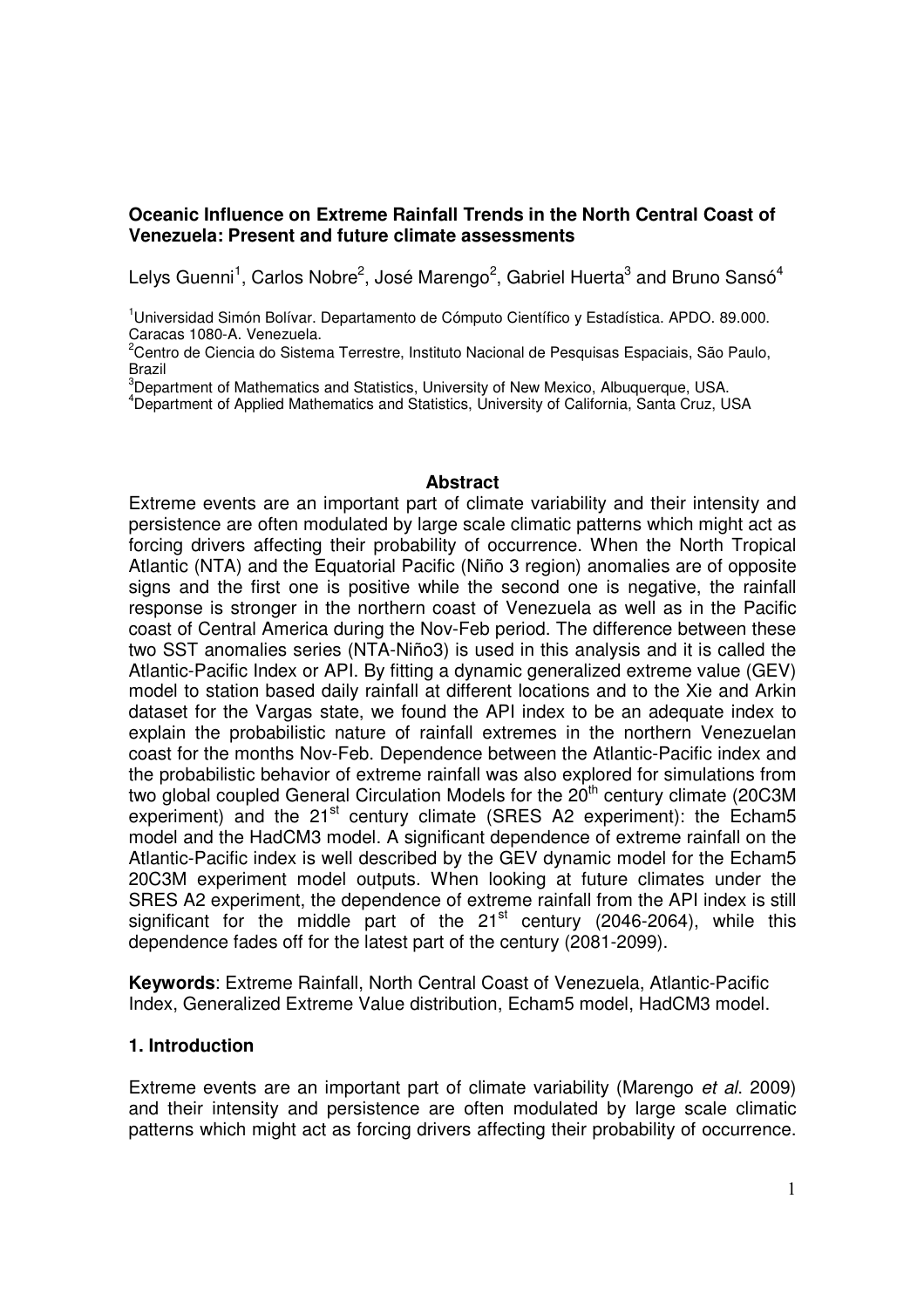**Oceanic Influence on Extreme Rainfall Trends in the North Central Coast of Venezuela: Present and future climate assessments**

Lelys Guenni[1], Carlos Nobre[2], José Marengo[2], Gabriel Huerta[3] and Bruno Sansó[4]

[1]Universidad Simón Bolívar. Departamento de Cómputo Científico y Estadística. APDO. 89.000. Caracas 1080-A. Venezuela.
[2]Centro de Ciencia do Sistema Terrestre, Instituto Nacional de Pesquisas Espaciais, São Paulo, Brazil
[3]Department of Mathematics and Statistics, University of New Mexico, Albuquerque, USA.
[4]Department of Applied Mathematics and Statistics, University of California, Santa Cruz, USA

**Abstract**

Extreme events are an important part of climate variability and their intensity and persistence are often modulated by large scale climatic patterns which might act as forcing drivers affecting their probability of occurrence. When the North Tropical Atlantic (NTA) and the Equatorial Pacific (Niño 3 region) anomalies are of opposite signs and the first one is positive while the second one is negative, the rainfall response is stronger in the northern coast of Venezuela as well as in the Pacific coast of Central America during the Nov-Feb period. The difference between these two SST anomalies series (NTA-Niño3) is used in this analysis and it is called the Atlantic-Pacific Index or API. By fitting a dynamic generalized extreme value (GEV) model to station based daily rainfall at different locations and to the Xie and Arkin dataset for the Vargas state, we found the API index to be an adequate index to explain the probabilistic nature of rainfall extremes in the northern Venezuelan coast for the months Nov-Feb. Dependence between the Atlantic-Pacific index and the probabilistic behavior of extreme rainfall was also explored for simulations from two global coupled General Circulation Models for the 20$^{th}$ century climate (20C3M experiment) and the 21$^{st}$ century climate (SRES A2 experiment): the Echam5 model and the HadCM3 model. A significant dependence of extreme rainfall on the Atlantic-Pacific index is well described by the GEV dynamic model for the Echam5 20C3M experiment model outputs. When looking at future climates under the SRES A2 experiment, the dependence of extreme rainfall from the API index is still significant for the middle part of the 21$^{st}$ century (2046-2064), while this dependence fades off for the latest part of the century (2081-2099).

**Keywords**: Extreme Rainfall, North Central Coast of Venezuela, Atlantic-Pacific Index, Generalized Extreme Value distribution, Echam5 model, HadCM3 model.

## 1. Introduction

Extreme events are an important part of climate variability (Marengo *et al*. 2009) and their intensity and persistence are often modulated by large scale climatic patterns which might act as forcing drivers affecting their probability of occurrence.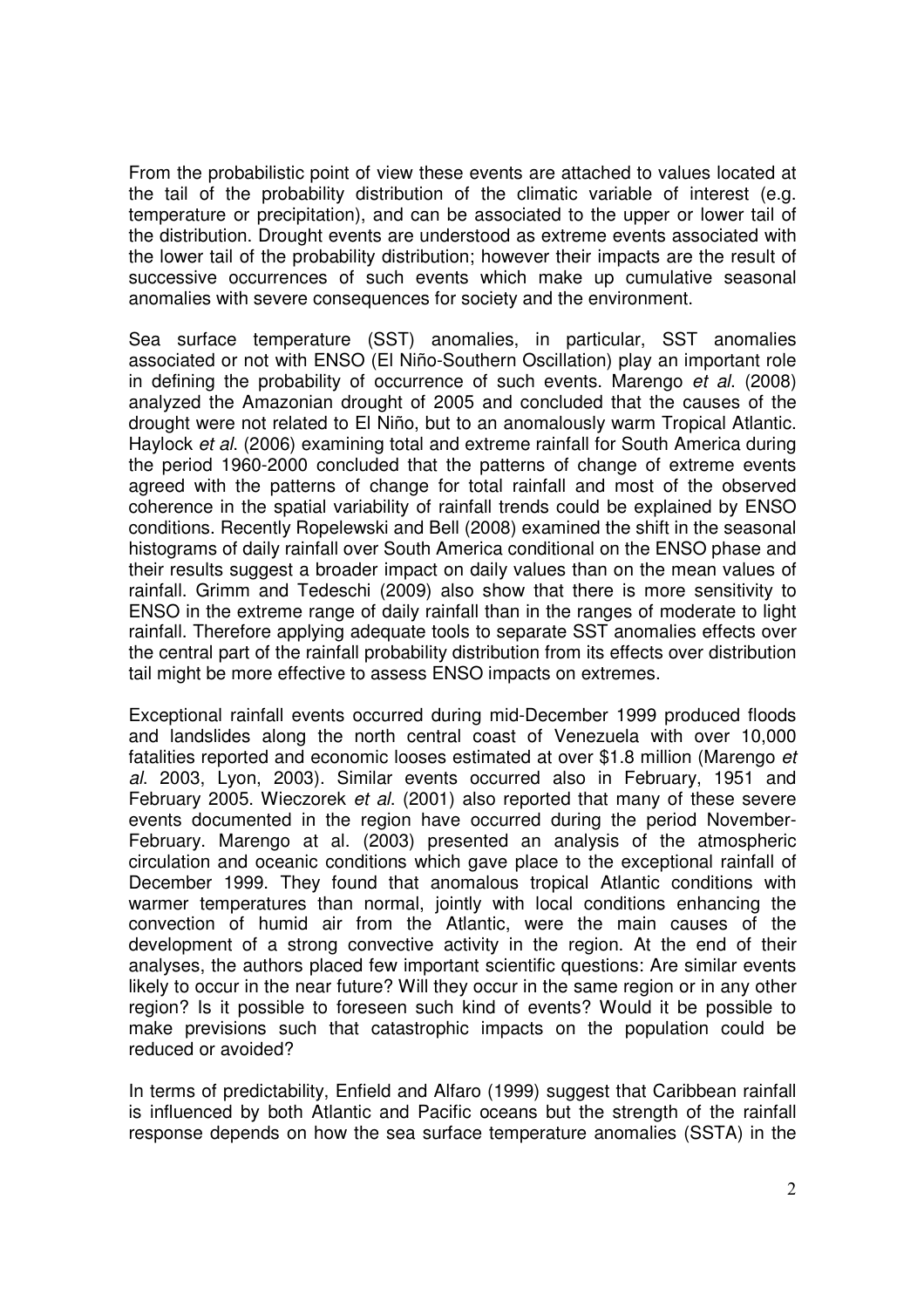From the probabilistic point of view these events are attached to values located at the tail of the probability distribution of the climatic variable of interest (e.g. temperature or precipitation), and can be associated to the upper or lower tail of the distribution. Drought events are understood as extreme events associated with the lower tail of the probability distribution; however their impacts are the result of successive occurrences of such events which make up cumulative seasonal anomalies with severe consequences for society and the environment.

Sea surface temperature (SST) anomalies, in particular, SST anomalies associated or not with ENSO (El Niño-Southern Oscillation) play an important role in defining the probability of occurrence of such events. Marengo *et al*. (2008) analyzed the Amazonian drought of 2005 and concluded that the causes of the drought were not related to El Niño, but to an anomalously warm Tropical Atlantic. Haylock *et al*. (2006) examining total and extreme rainfall for South America during the period 1960-2000 concluded that the patterns of change of extreme events agreed with the patterns of change for total rainfall and most of the observed coherence in the spatial variability of rainfall trends could be explained by ENSO conditions. Recently Ropelewski and Bell (2008) examined the shift in the seasonal histograms of daily rainfall over South America conditional on the ENSO phase and their results suggest a broader impact on daily values than on the mean values of rainfall. Grimm and Tedeschi (2009) also show that there is more sensitivity to ENSO in the extreme range of daily rainfall than in the ranges of moderate to light rainfall. Therefore applying adequate tools to separate SST anomalies effects over the central part of the rainfall probability distribution from its effects over distribution tail might be more effective to assess ENSO impacts on extremes.

Exceptional rainfall events occurred during mid-December 1999 produced floods and landslides along the north central coast of Venezuela with over 10,000 fatalities reported and economic looses estimated at over $1.8 million (Marengo *et al*. 2003, Lyon, 2003). Similar events occurred also in February, 1951 and February 2005. Wieczorek *et al*. (2001) also reported that many of these severe events documented in the region have occurred during the period November-February. Marengo at al. (2003) presented an analysis of the atmospheric circulation and oceanic conditions which gave place to the exceptional rainfall of December 1999. They found that anomalous tropical Atlantic conditions with warmer temperatures than normal, jointly with local conditions enhancing the convection of humid air from the Atlantic, were the main causes of the development of a strong convective activity in the region. At the end of their analyses, the authors placed few important scientific questions: Are similar events likely to occur in the near future? Will they occur in the same region or in any other region? Is it possible to foreseen such kind of events? Would it be possible to make previsions such that catastrophic impacts on the population could be reduced or avoided?

In terms of predictability, Enfield and Alfaro (1999) suggest that Caribbean rainfall is influenced by both Atlantic and Pacific oceans but the strength of the rainfall response depends on how the sea surface temperature anomalies (SSTA) in the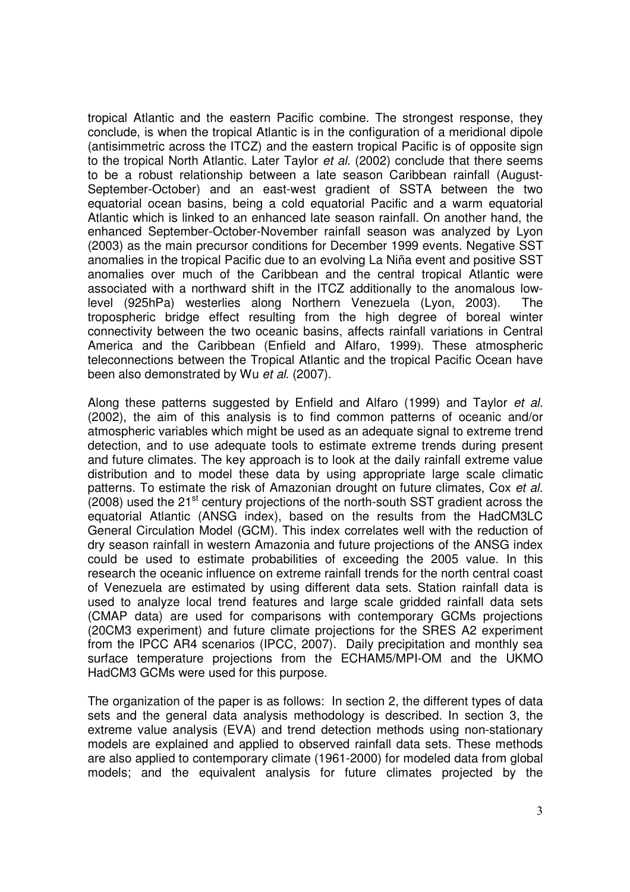tropical Atlantic and the eastern Pacific combine. The strongest response, they conclude, is when the tropical Atlantic is in the configuration of a meridional dipole (antisimmetric across the ITCZ) and the eastern tropical Pacific is of opposite sign to the tropical North Atlantic. Later Taylor *et al*. (2002) conclude that there seems to be a robust relationship between a late season Caribbean rainfall (August-September-October) and an east-west gradient of SSTA between the two equatorial ocean basins, being a cold equatorial Pacific and a warm equatorial Atlantic which is linked to an enhanced late season rainfall. On another hand, the enhanced September-October-November rainfall season was analyzed by Lyon (2003) as the main precursor conditions for December 1999 events. Negative SST anomalies in the tropical Pacific due to an evolving La Niña event and positive SST anomalies over much of the Caribbean and the central tropical Atlantic were associated with a northward shift in the ITCZ additionally to the anomalous low-level (925hPa) westerlies along Northern Venezuela (Lyon, 2003). The tropospheric bridge effect resulting from the high degree of boreal winter connectivity between the two oceanic basins, affects rainfall variations in Central America and the Caribbean (Enfield and Alfaro, 1999). These atmospheric teleconnections between the Tropical Atlantic and the tropical Pacific Ocean have been also demonstrated by Wu *et al*. (2007).

Along these patterns suggested by Enfield and Alfaro (1999) and Taylor *et al*. (2002), the aim of this analysis is to find common patterns of oceanic and/or atmospheric variables which might be used as an adequate signal to extreme trend detection, and to use adequate tools to estimate extreme trends during present and future climates. The key approach is to look at the daily rainfall extreme value distribution and to model these data by using appropriate large scale climatic patterns. To estimate the risk of Amazonian drought on future climates, Cox *et al*. (2008) used the 21$^{st}$ century projections of the north-south SST gradient across the equatorial Atlantic (ANSG index), based on the results from the HadCM3LC General Circulation Model (GCM). This index correlates well with the reduction of dry season rainfall in western Amazonia and future projections of the ANSG index could be used to estimate probabilities of exceeding the 2005 value. In this research the oceanic influence on extreme rainfall trends for the north central coast of Venezuela are estimated by using different data sets. Station rainfall data is used to analyze local trend features and large scale gridded rainfall data sets (CMAP data) are used for comparisons with contemporary GCMs projections (20CM3 experiment) and future climate projections for the SRES A2 experiment from the IPCC AR4 scenarios (IPCC, 2007). Daily precipitation and monthly sea surface temperature projections from the ECHAM5/MPI-OM and the UKMO HadCM3 GCMs were used for this purpose.

The organization of the paper is as follows: In section 2, the different types of data sets and the general data analysis methodology is described. In section 3, the extreme value analysis (EVA) and trend detection methods using non-stationary models are explained and applied to observed rainfall data sets. These methods are also applied to contemporary climate (1961-2000) for modeled data from global models; and the equivalent analysis for future climates projected by the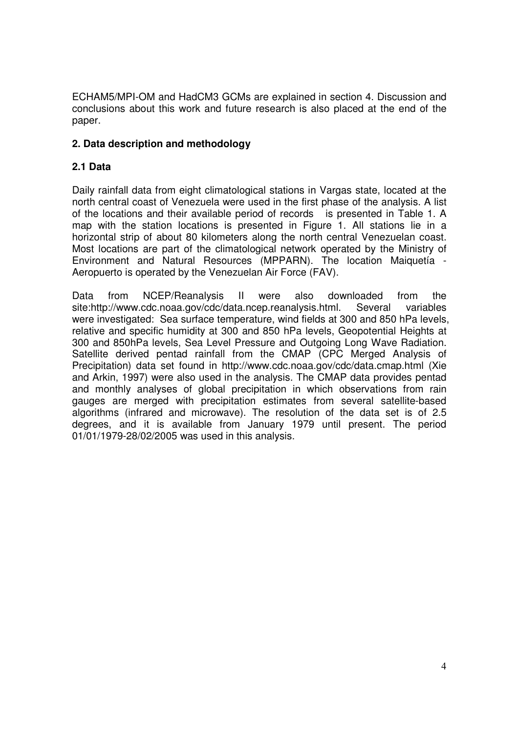ECHAM5/MPI-OM and HadCM3 GCMs are explained in section 4. Discussion and conclusions about this work and future research is also placed at the end of the paper.

## 2. Data description and methodology

### 2.1 Data

Daily rainfall data from eight climatological stations in Vargas state, located at the north central coast of Venezuela were used in the first phase of the analysis. A list of the locations and their available period of records is presented in Table 1. A map with the station locations is presented in Figure 1. All stations lie in a horizontal strip of about 80 kilometers along the north central Venezuelan coast. Most locations are part of the climatological network operated by the Ministry of Environment and Natural Resources (MPPARN). The location Maiquetía - Aeropuerto is operated by the Venezuelan Air Force (FAV).

Data from NCEP/Reanalysis II were also downloaded from the site:http://www.cdc.noaa.gov/cdc/data.ncep.reanalysis.html. Several variables were investigated: Sea surface temperature, wind fields at 300 and 850 hPa levels, relative and specific humidity at 300 and 850 hPa levels, Geopotential Heights at 300 and 850hPa levels, Sea Level Pressure and Outgoing Long Wave Radiation. Satellite derived pentad rainfall from the CMAP (CPC Merged Analysis of Precipitation) data set found in http://www.cdc.noaa.gov/cdc/data.cmap.html (Xie and Arkin, 1997) were also used in the analysis. The CMAP data provides pentad and monthly analyses of global precipitation in which observations from rain gauges are merged with precipitation estimates from several satellite-based algorithms (infrared and microwave). The resolution of the data set is of 2.5 degrees, and it is available from January 1979 until present. The period 01/01/1979-28/02/2005 was used in this analysis.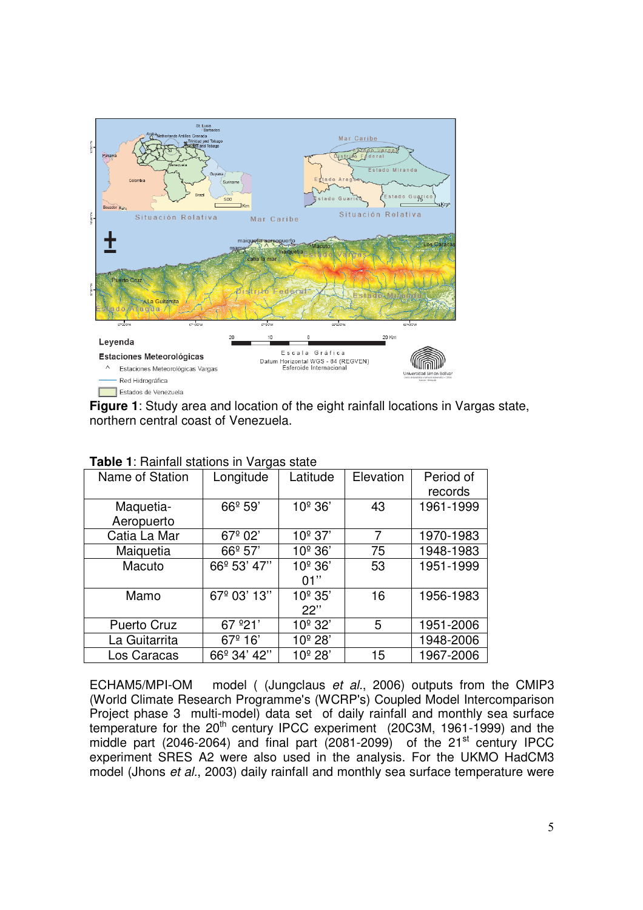**Figure 1**: Study area and location of the eight rainfall locations in Vargas state, northern central coast of Venezuela.

**Table 1**: Rainfall stations in Vargas state

| Name of Station | Longitude | Latitude | Elevation | Period of records |
|---|---|---|---|---|
| Maquetia-Aeropuerto | 66º 59' | 10º 36' | 43 | 1961-1999 |
| Catia La Mar | 67º 02' | 10º 37' | 7 | 1970-1983 |
| Maiquetia | 66º 57' | 10º 36' | 75 | 1948-1983 |
| Macuto | 66º 53' 47'' | 10º 36' 01'' | 53 | 1951-1999 |
| Mamo | 67º 03' 13'' | 10º 35' 22'' | 16 | 1956-1983 |
| Puerto Cruz | 67 º21' | 10º 32' | 5 | 1951-2006 |
| La Guitarrita | 67º 16' | 10º 28' | | 1948-2006 |
| Los Caracas | 66º 34' 42'' | 10º 28' | 15 | 1967-2006 |

ECHAM5/MPI-OM model ( (Jungclaus *et al.*, 2006) outputs from the CMIP3 (World Climate Research Programme's (WCRP's) Coupled Model Intercomparison Project phase 3 multi-model) data set of daily rainfall and monthly sea surface temperature for the 20$^{th}$ century IPCC experiment (20C3M, 1961-1999) and the middle part (2046-2064) and final part (2081-2099) of the 21$^{st}$ century IPCC experiment SRES A2 were also used in the analysis. For the UKMO HadCM3 model (Jhons *et al.*, 2003) daily rainfall and monthly sea surface temperature were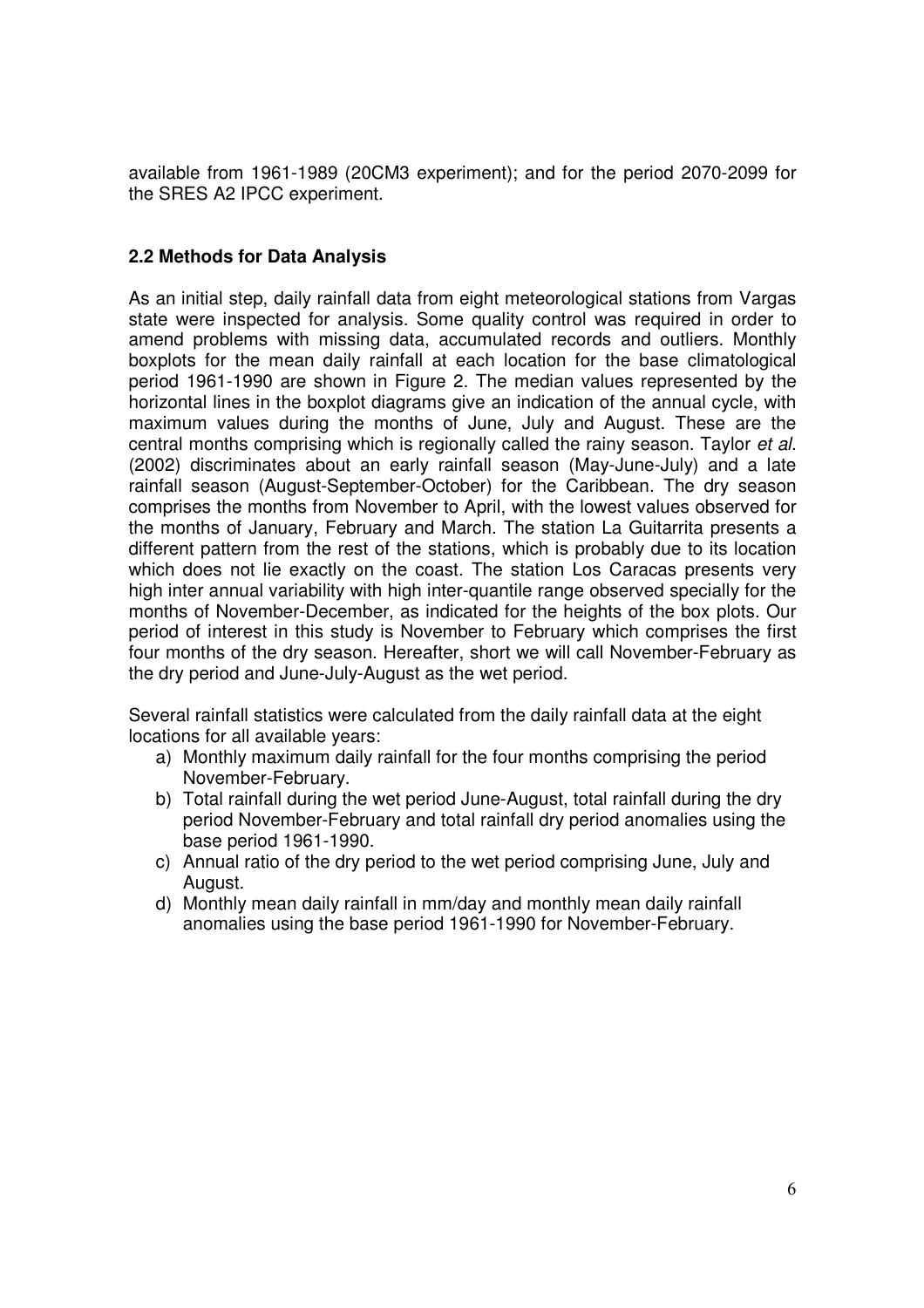available from 1961-1989 (20CM3 experiment); and for the period 2070-2099 for the SRES A2 IPCC experiment.

### 2.2 Methods for Data Analysis

As an initial step, daily rainfall data from eight meteorological stations from Vargas state were inspected for analysis. Some quality control was required in order to amend problems with missing data, accumulated records and outliers. Monthly boxplots for the mean daily rainfall at each location for the base climatological period 1961-1990 are shown in Figure 2. The median values represented by the horizontal lines in the boxplot diagrams give an indication of the annual cycle, with maximum values during the months of June, July and August. These are the central months comprising which is regionally called the rainy season. Taylor *et al*. (2002) discriminates about an early rainfall season (May-June-July) and a late rainfall season (August-September-October) for the Caribbean. The dry season comprises the months from November to April, with the lowest values observed for the months of January, February and March. The station La Guitarrita presents a different pattern from the rest of the stations, which is probably due to its location which does not lie exactly on the coast. The station Los Caracas presents very high inter annual variability with high inter-quantile range observed specially for the months of November-December, as indicated for the heights of the box plots. Our period of interest in this study is November to February which comprises the first four months of the dry season. Hereafter, short we will call November-February as the dry period and June-July-August as the wet period.

Several rainfall statistics were calculated from the daily rainfall data at the eight locations for all available years:

a) Monthly maximum daily rainfall for the four months comprising the period November-February.
b) Total rainfall during the wet period June-August, total rainfall during the dry period November-February and total rainfall dry period anomalies using the base period 1961-1990.
c) Annual ratio of the dry period to the wet period comprising June, July and August.
d) Monthly mean daily rainfall in mm/day and monthly mean daily rainfall anomalies using the base period 1961-1990 for November-February.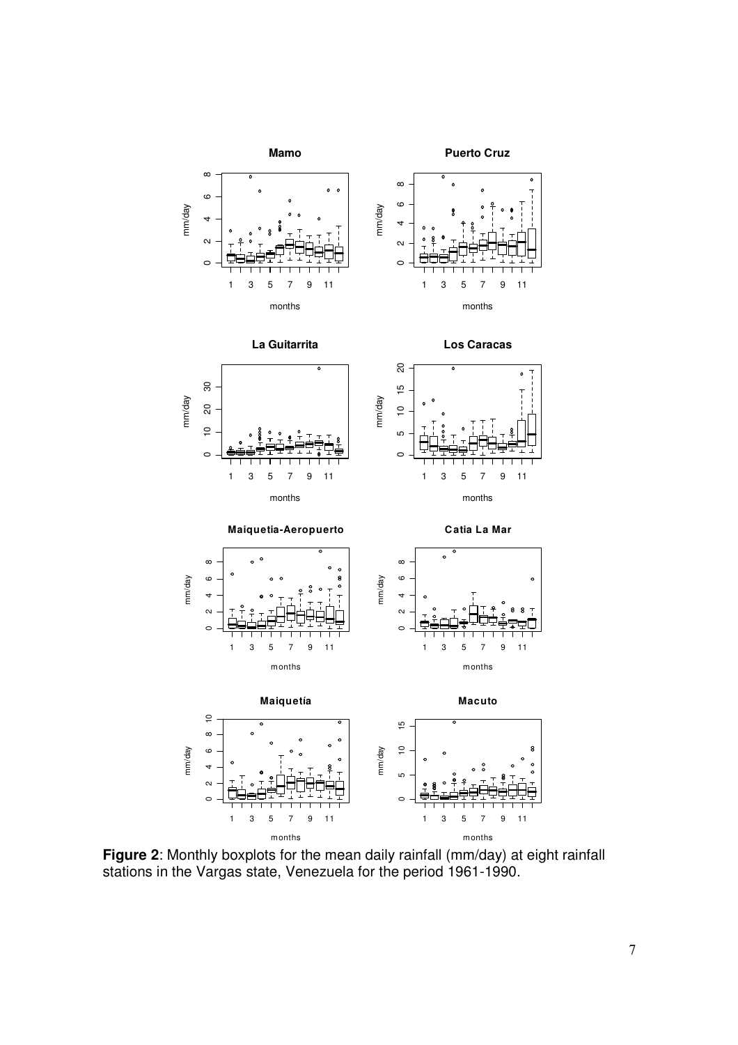**Figure 2**: Monthly boxplots for the mean daily rainfall (mm/day) at eight rainfall stations in the Vargas state, Venezuela for the period 1961-1990.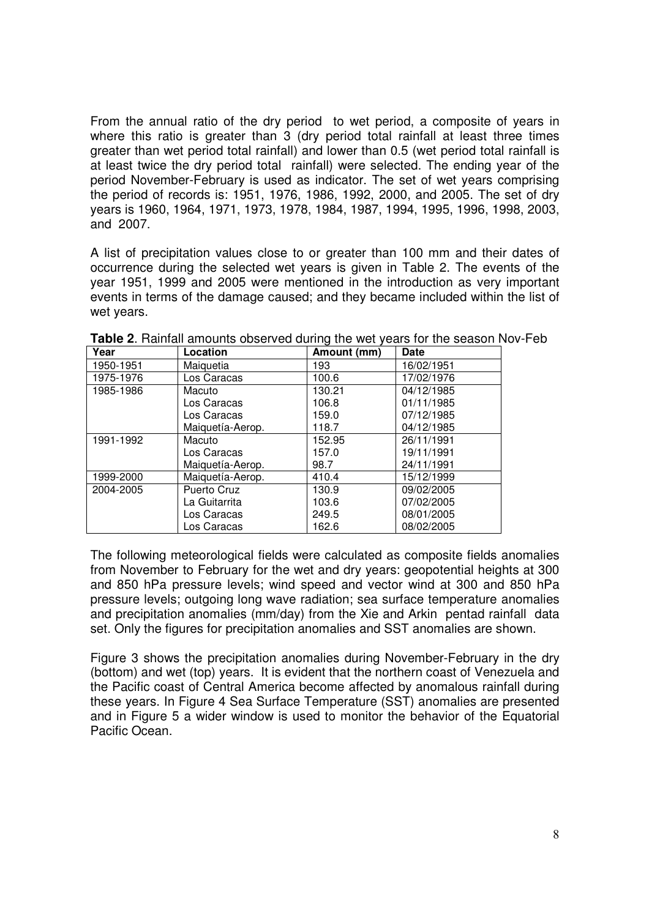From the annual ratio of the dry period to wet period, a composite of years in where this ratio is greater than 3 (dry period total rainfall at least three times greater than wet period total rainfall) and lower than 0.5 (wet period total rainfall is at least twice the dry period total rainfall) were selected. The ending year of the period November-February is used as indicator. The set of wet years comprising the period of records is: 1951, 1976, 1986, 1992, 2000, and 2005. The set of dry years is 1960, 1964, 1971, 1973, 1978, 1984, 1987, 1994, 1995, 1996, 1998, 2003, and 2007.

A list of precipitation values close to or greater than 100 mm and their dates of occurrence during the selected wet years is given in Table 2. The events of the year 1951, 1999 and 2005 were mentioned in the introduction as very important events in terms of the damage caused; and they became included within the list of wet years.

**Table 2**. Rainfall amounts observed during the wet years for the season Nov-Feb

| Year | Location | Amount (mm) | Date |
|---|---|---|---|
| 1950-1951 | Maiquetia | 193 | 16/02/1951 |
| 1975-1976 | Los Caracas | 100.6 | 17/02/1976 |
| 1985-1986 | Macuto | 130.21 | 04/12/1985 |
| | Los Caracas | 106.8 | 01/11/1985 |
| | Los Caracas | 159.0 | 07/12/1985 |
| | Maiquetía-Aerop. | 118.7 | 04/12/1985 |
| 1991-1992 | Macuto | 152.95 | 26/11/1991 |
| | Los Caracas | 157.0 | 19/11/1991 |
| | Maiquetía-Aerop. | 98.7 | 24/11/1991 |
| 1999-2000 | Maiquetía-Aerop. | 410.4 | 15/12/1999 |
| 2004-2005 | Puerto Cruz | 130.9 | 09/02/2005 |
| | La Guitarrita | 103.6 | 07/02/2005 |
| | Los Caracas | 249.5 | 08/01/2005 |
| | Los Caracas | 162.6 | 08/02/2005 |

The following meteorological fields were calculated as composite fields anomalies from November to February for the wet and dry years: geopotential heights at 300 and 850 hPa pressure levels; wind speed and vector wind at 300 and 850 hPa pressure levels; outgoing long wave radiation; sea surface temperature anomalies and precipitation anomalies (mm/day) from the Xie and Arkin pentad rainfall data set. Only the figures for precipitation anomalies and SST anomalies are shown.

Figure 3 shows the precipitation anomalies during November-February in the dry (bottom) and wet (top) years. It is evident that the northern coast of Venezuela and the Pacific coast of Central America become affected by anomalous rainfall during these years. In Figure 4 Sea Surface Temperature (SST) anomalies are presented and in Figure 5 a wider window is used to monitor the behavior of the Equatorial Pacific Ocean.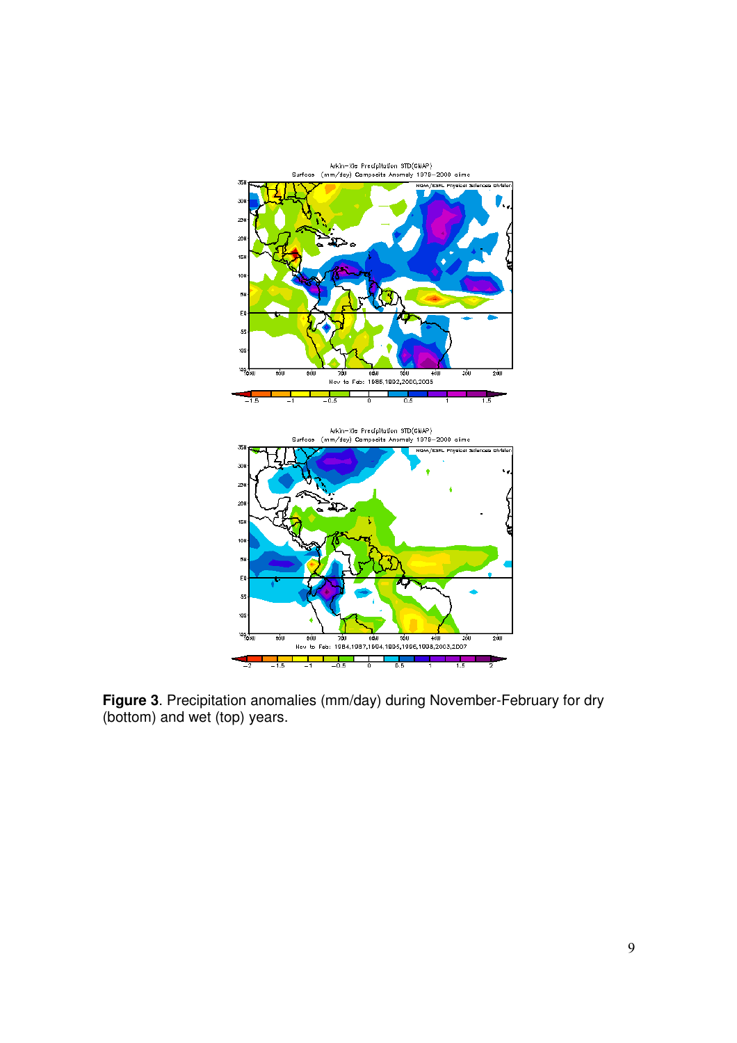**Figure 3**. Precipitation anomalies (mm/day) during November-February for dry (bottom) and wet (top) years.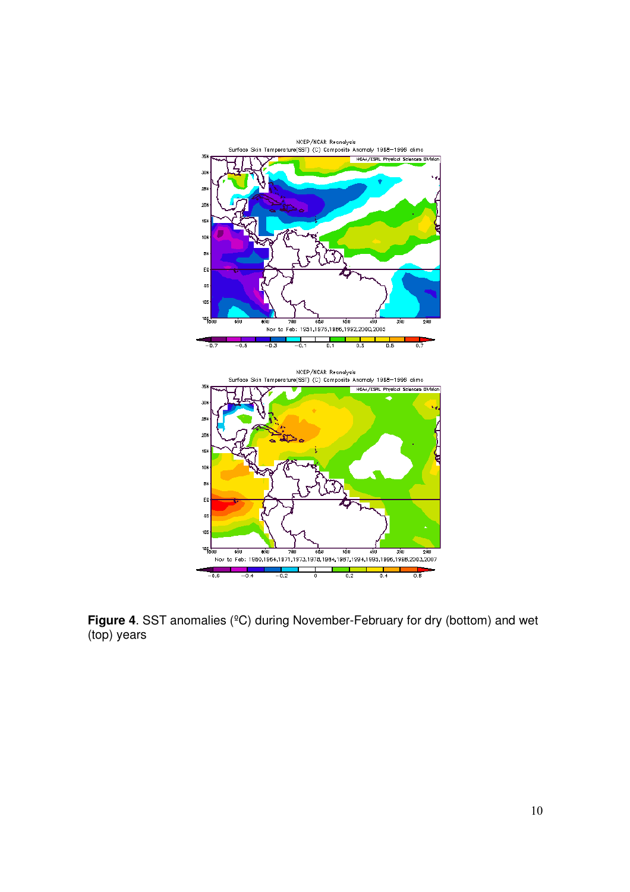**Figure 4**. SST anomalies (ºC) during November-February for dry (bottom) and wet (top) years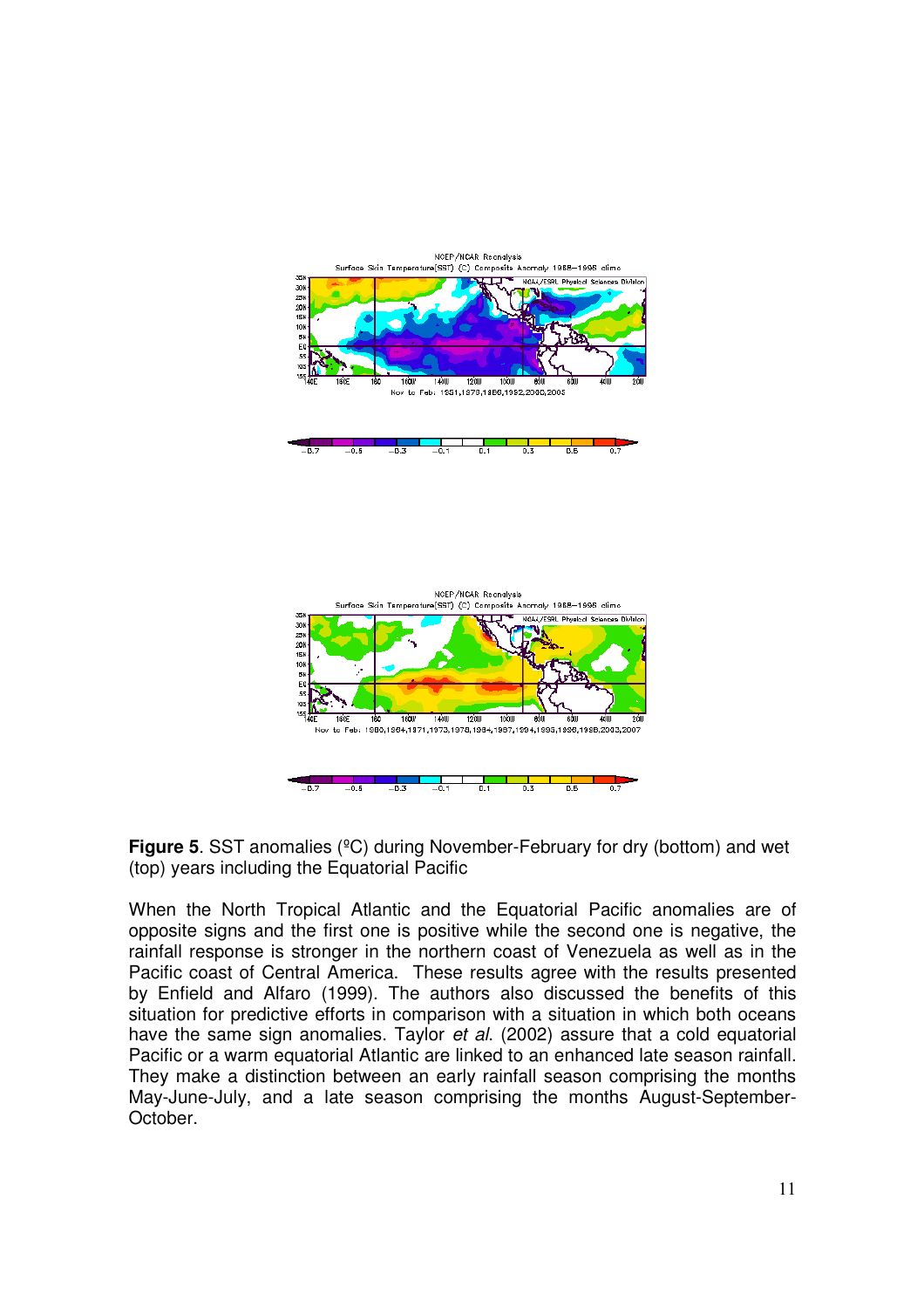**Figure 5**. SST anomalies (ºC) during November-February for dry (bottom) and wet (top) years including the Equatorial Pacific

When the North Tropical Atlantic and the Equatorial Pacific anomalies are of opposite signs and the first one is positive while the second one is negative, the rainfall response is stronger in the northern coast of Venezuela as well as in the Pacific coast of Central America. These results agree with the results presented by Enfield and Alfaro (1999). The authors also discussed the benefits of this situation for predictive efforts in comparison with a situation in which both oceans have the same sign anomalies. Taylor *et al.* (2002) assure that a cold equatorial Pacific or a warm equatorial Atlantic are linked to an enhanced late season rainfall. They make a distinction between an early rainfall season comprising the months May-June-July, and a late season comprising the months August-September-October.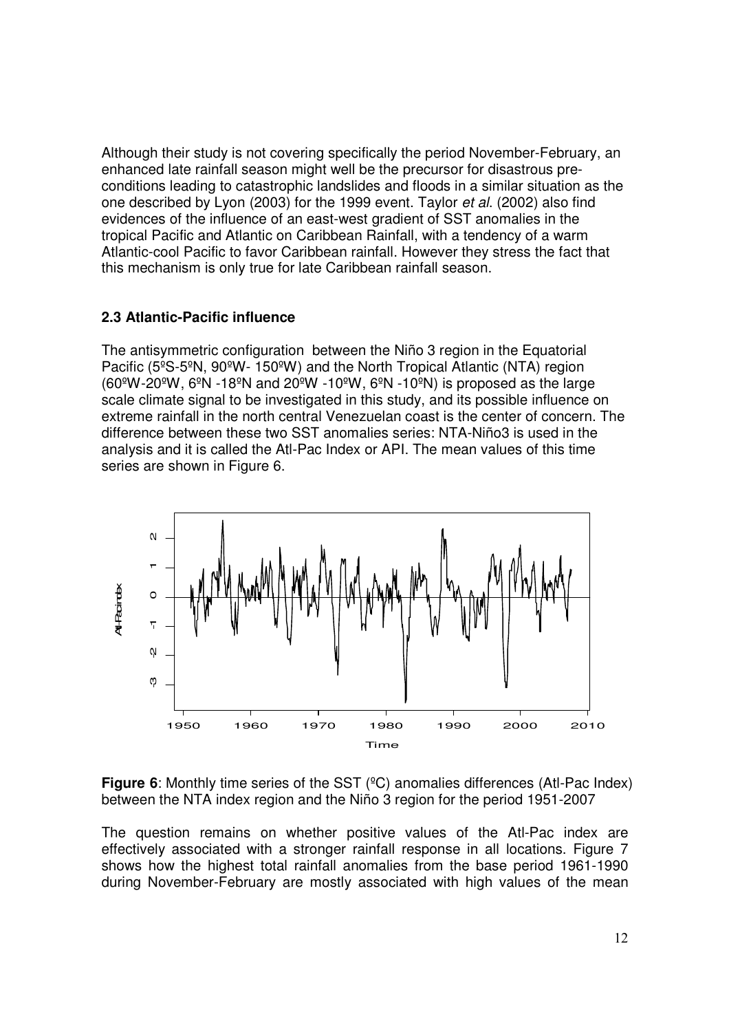Although their study is not covering specifically the period November-February, an enhanced late rainfall season might well be the precursor for disastrous pre-conditions leading to catastrophic landslides and floods in a similar situation as the one described by Lyon (2003) for the 1999 event. Taylor *et al.* (2002) also find evidences of the influence of an east-west gradient of SST anomalies in the tropical Pacific and Atlantic on Caribbean Rainfall, with a tendency of a warm Atlantic-cool Pacific to favor Caribbean rainfall. However they stress the fact that this mechanism is only true for late Caribbean rainfall season.

### 2.3 Atlantic-Pacific influence

The antisymmetric configuration between the Niño 3 region in the Equatorial Pacific (5ºS-5ºN, 90ºW- 150ºW) and the North Tropical Atlantic (NTA) region (60ºW-20ºW, 6ºN -18ºN and 20ºW -10ºW, 6ºN -10ºN) is proposed as the large scale climate signal to be investigated in this study, and its possible influence on extreme rainfall in the north central Venezuelan coast is the center of concern. The difference between these two SST anomalies series: NTA-Niño3 is used in the analysis and it is called the Atl-Pac Index or API. The mean values of this time series are shown in Figure 6.

**Figure 6**: Monthly time series of the SST (ºC) anomalies differences (Atl-Pac Index) between the NTA index region and the Niño 3 region for the period 1951-2007

The question remains on whether positive values of the Atl-Pac index are effectively associated with a stronger rainfall response in all locations. Figure 7 shows how the highest total rainfall anomalies from the base period 1961-1990 during November-February are mostly associated with high values of the mean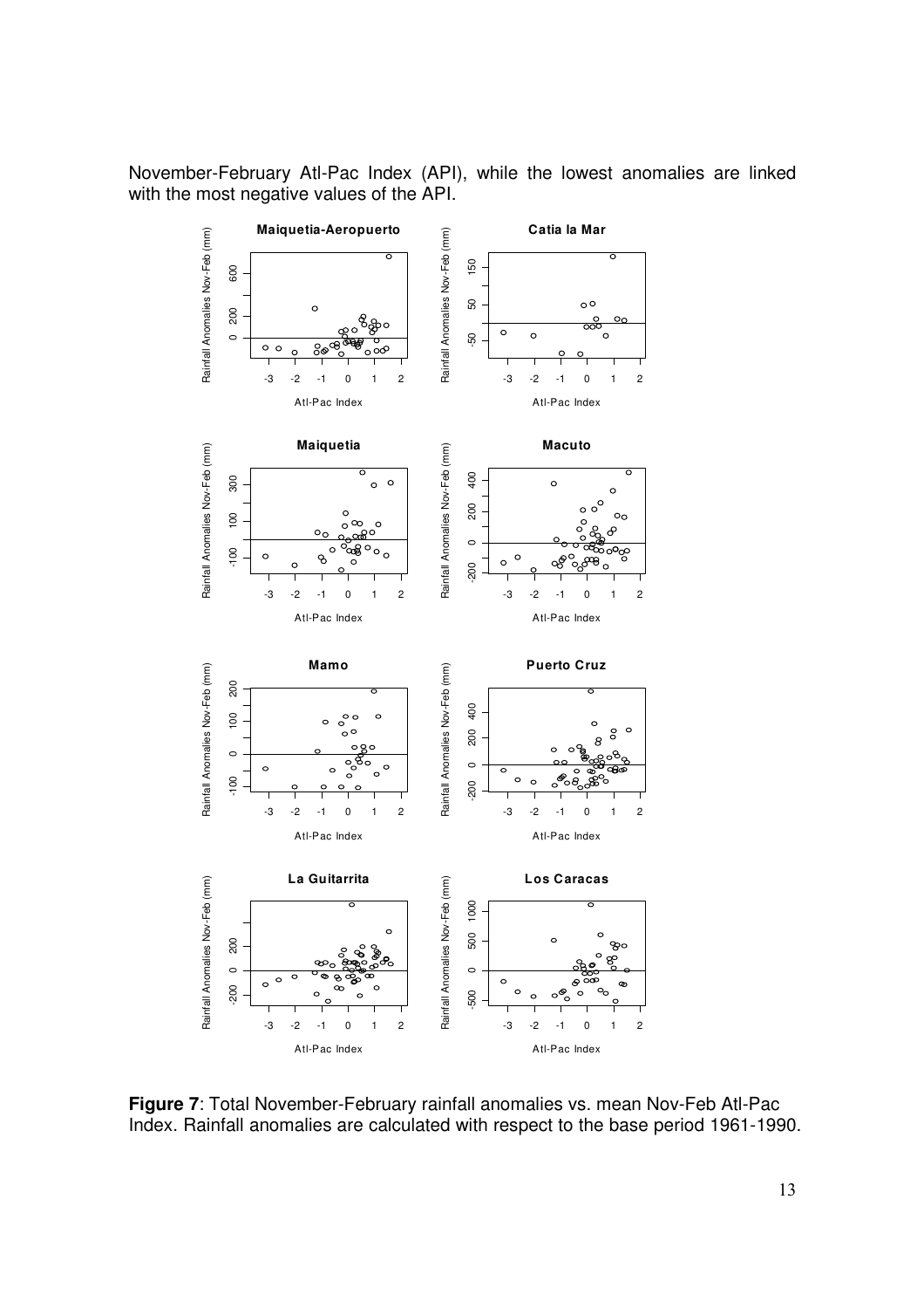November-February Atl-Pac Index (API), while the lowest anomalies are linked with the most negative values of the API.

**Figure 7**: Total November-February rainfall anomalies vs. mean Nov-Feb Atl-Pac Index. Rainfall anomalies are calculated with respect to the base period 1961-1990.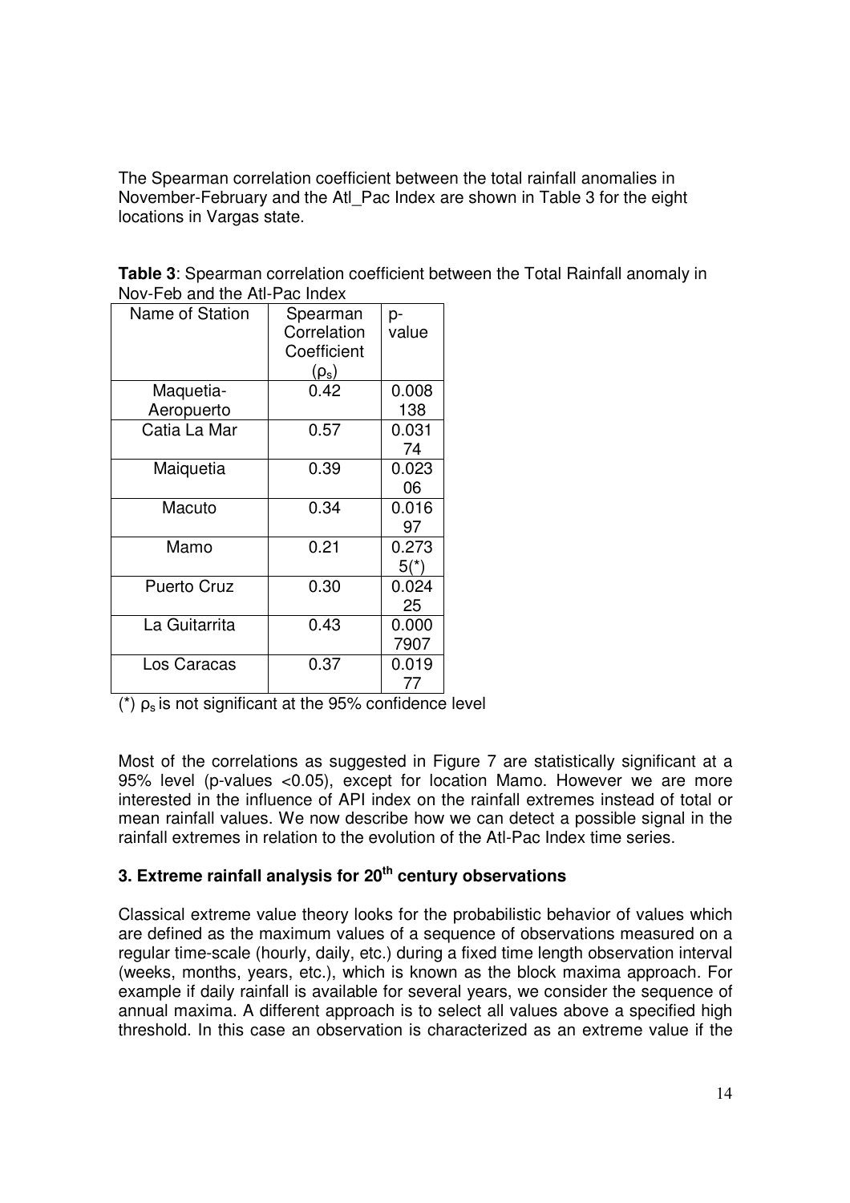The Spearman correlation coefficient between the total rainfall anomalies in November-February and the Atl_Pac Index are shown in Table 3 for the eight locations in Vargas state.

**Table 3**: Spearman correlation coefficient between the Total Rainfall anomaly in Nov-Feb and the Atl-Pac Index

| Name of Station | Spearman Correlation Coefficient ($\rho_s$) | p-value |
|---|---|---|
| Maquetia-Aeropuerto | 0.42 | 0.008138 |
| Catia La Mar | 0.57 | 0.03174 |
| Maiquetia | 0.39 | 0.02306 |
| Macuto | 0.34 | 0.01697 |
| Mamo | 0.21 | 0.2735(*) |
| Puerto Cruz | 0.30 | 0.02425 |
| La Guitarrita | 0.43 | 0.0007907 |
| Los Caracas | 0.37 | 0.01977 |

(*) $\rho_s$ is not significant at the 95% confidence level

Most of the correlations as suggested in Figure 7 are statistically significant at a 95% level (p-values <0.05), except for location Mamo. However we are more interested in the influence of API index on the rainfall extremes instead of total or mean rainfall values. We now describe how we can detect a possible signal in the rainfall extremes in relation to the evolution of the Atl-Pac Index time series.

## 3. Extreme rainfall analysis for 20th century observations

Classical extreme value theory looks for the probabilistic behavior of values which are defined as the maximum values of a sequence of observations measured on a regular time-scale (hourly, daily, etc.) during a fixed time length observation interval (weeks, months, years, etc.), which is known as the block maxima approach. For example if daily rainfall is available for several years, we consider the sequence of annual maxima. A different approach is to select all values above a specified high threshold. In this case an observation is characterized as an extreme value if the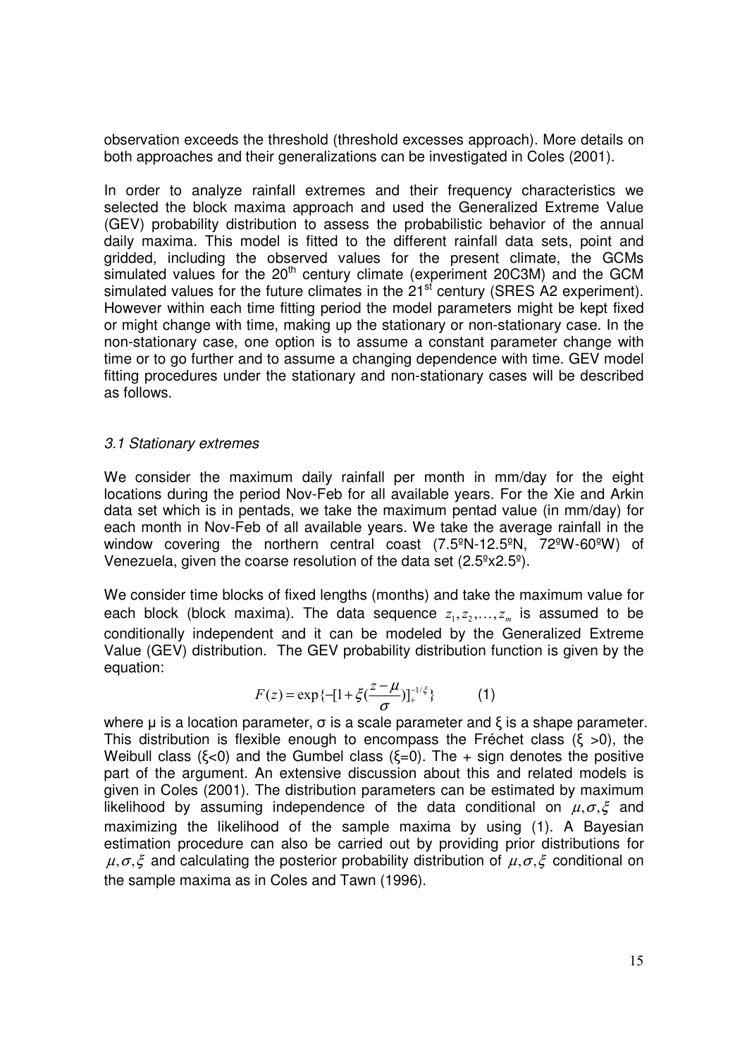observation exceeds the threshold (threshold excesses approach). More details on both approaches and their generalizations can be investigated in Coles (2001).

In order to analyze rainfall extremes and their frequency characteristics we selected the block maxima approach and used the Generalized Extreme Value (GEV) probability distribution to assess the probabilistic behavior of the annual daily maxima. This model is fitted to the different rainfall data sets, point and gridded, including the observed values for the present climate, the GCMs simulated values for the $20^{th}$ century climate (experiment 20C3M) and the GCM simulated values for the future climates in the $21^{st}$ century (SRES A2 experiment). However within each time fitting period the model parameters might be kept fixed or might change with time, making up the stationary or non-stationary case. In the non-stationary case, one option is to assume a constant parameter change with time or to go further and to assume a changing dependence with time. GEV model fitting procedures under the stationary and non-stationary cases will be described as follows.

### *3.1 Stationary extremes*

We consider the maximum daily rainfall per month in mm/day for the eight locations during the period Nov-Feb for all available years. For the Xie and Arkin data set which is in pentads, we take the maximum pentad value (in mm/day) for each month in Nov-Feb of all available years. We take the average rainfall in the window covering the northern central coast (7.5ºN-12.5ºN, 72ºW-60ºW) of Venezuela, given the coarse resolution of the data set (2.5ºx2.5º).

We consider time blocks of fixed lengths (months) and take the maximum value for each block (block maxima). The data sequence $z_1, z_2, \ldots, z_m$ is assumed to be conditionally independent and it can be modeled by the Generalized Extreme Value (GEV) distribution. The GEV probability distribution function is given by the equation:

$$F(z) = \exp\{-[1+\xi(\frac{z-\mu}{\sigma})]_+^{-1/\xi}\} \qquad (1)$$

where $\mu$ is a location parameter, $\sigma$ is a scale parameter and $\xi$ is a shape parameter. This distribution is flexible enough to encompass the Fréchet class ($\xi > 0$), the Weibull class ($\xi < 0$) and the Gumbel class ($\xi = 0$). The + sign denotes the positive part of the argument. An extensive discussion about this and related models is given in Coles (2001). The distribution parameters can be estimated by maximum likelihood by assuming independence of the data conditional on $\mu, \sigma, \xi$ and maximizing the likelihood of the sample maxima by using (1). A Bayesian estimation procedure can also be carried out by providing prior distributions for $\mu, \sigma, \xi$ and calculating the posterior probability distribution of $\mu, \sigma, \xi$ conditional on the sample maxima as in Coles and Tawn (1996).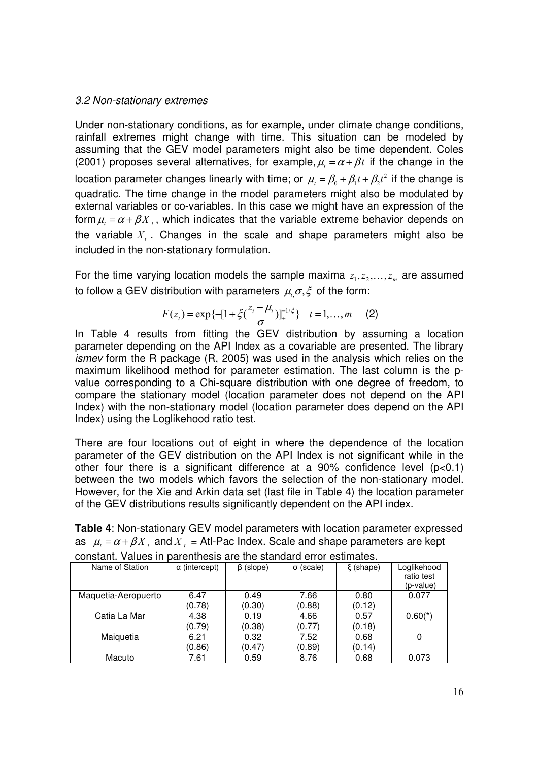### 3.2 Non-stationary extremes

Under non-stationary conditions, as for example, under climate change conditions, rainfall extremes might change with time. This situation can be modeled by assuming that the GEV model parameters might also be time dependent. Coles (2001) proposes several alternatives, for example, $\mu_t = \alpha + \beta t$ if the change in the location parameter changes linearly with time; or $\mu_t = \beta_0 + \beta_1 t + \beta_2 t^2$ if the change is quadratic. The time change in the model parameters might also be modulated by external variables or co-variables. In this case we might have an expression of the form $\mu_t = \alpha + \beta X_t$, which indicates that the variable extreme behavior depends on the variable $X_t$. Changes in the scale and shape parameters might also be included in the non-stationary formulation.

For the time varying location models the sample maxima $z_1, z_2, \ldots, z_m$ are assumed to follow a GEV distribution with parameters $\mu_{t,}\sigma, \xi$ of the form:

$$F(z_t) = \exp\{-[1+\xi(\frac{z_t - \mu_t}{\sigma})]_+^{-1/\xi}\} \quad t = 1, \ldots, m \qquad (2)$$

In Table 4 results from fitting the GEV distribution by assuming a location parameter depending on the API Index as a covariable are presented. The library *ismev* form the R package (R, 2005) was used in the analysis which relies on the maximum likelihood method for parameter estimation. The last column is the p-value corresponding to a Chi-square distribution with one degree of freedom, to compare the stationary model (location parameter does not depend on the API Index) with the non-stationary model (location parameter does depend on the API Index) using the Loglikehood ratio test.

There are four locations out of eight in where the dependence of the location parameter of the GEV distribution on the API Index is not significant while in the other four there is a significant difference at a 90% confidence level ($p<0.1$) between the two models which favors the selection of the non-stationary model. However, for the Xie and Arkin data set (last file in Table 4) the location parameter of the GEV distributions results significantly dependent on the API index.

**Table 4**: Non-stationary GEV model parameters with location parameter expressed as $\mu_t = \alpha + \beta X_t$ and $X_t$ = Atl-Pac Index. Scale and shape parameters are kept constant. Values in parenthesis are the standard error estimates.

| Name of Station | α (intercept) | β (slope) | σ (scale) | ξ (shape) | Loglikehood ratio test (p-value) |
|---|---|---|---|---|---|
| Maquetia-Aeropuerto | 6.47 (0.78) | 0.49 (0.30) | 7.66 (0.88) | 0.80 (0.12) | 0.077 |
| Catia La Mar | 4.38 (0.79) | 0.19 (0.38) | 4.66 (0.77) | 0.57 (0.18) | 0.60(*) |
| Maiquetia | 6.21 (0.86) | 0.32 (0.47) | 7.52 (0.89) | 0.68 (0.14) | 0 |
| Macuto | 7.61 | 0.59 | 8.76 | 0.68 | 0.073 |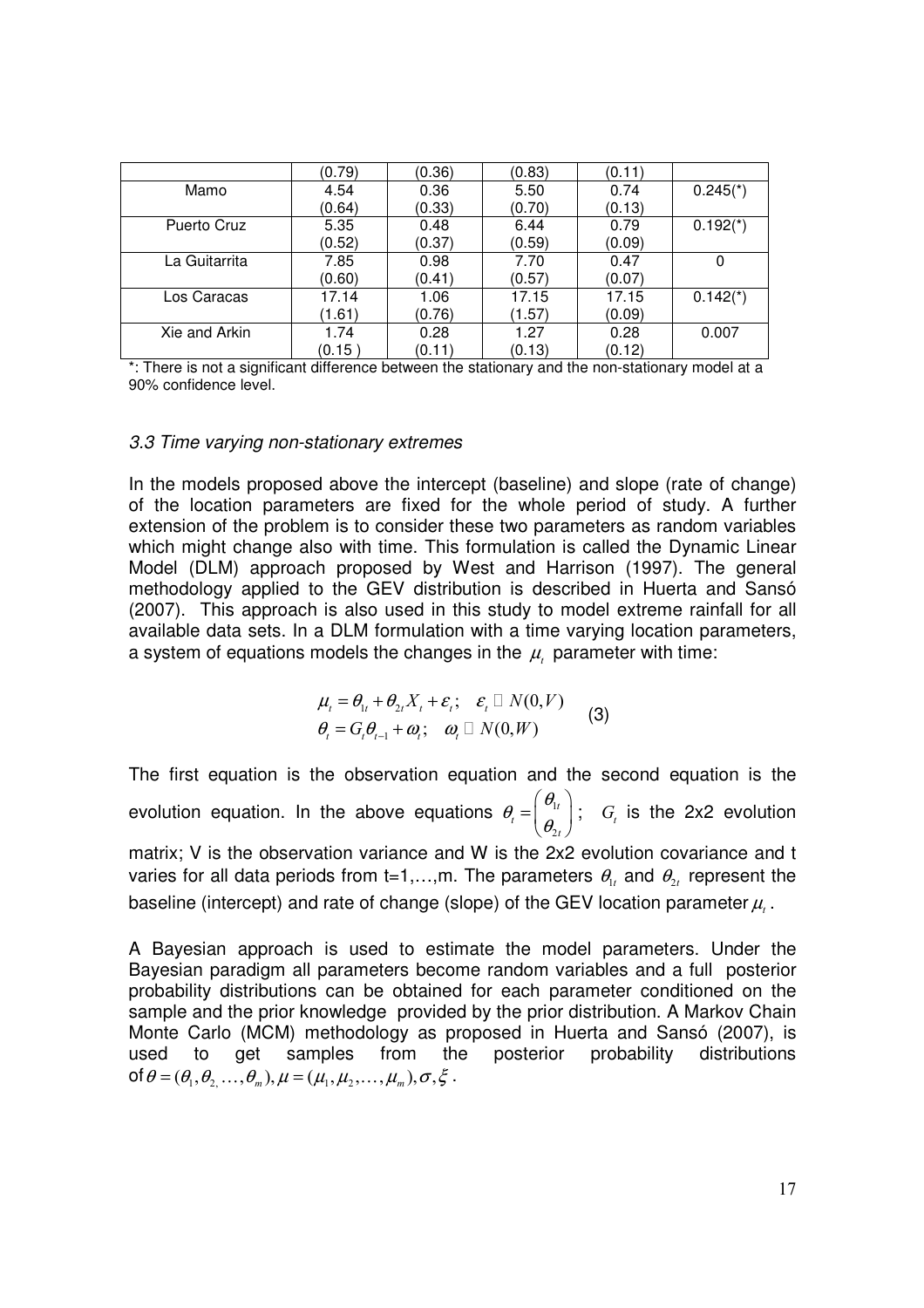| | (0.79) | (0.36) | (0.83) | (0.11) | |
|---|---|---|---|---|---|
| Mamo | 4.54<br>(0.64) | 0.36<br>(0.33) | 5.50<br>(0.70) | 0.74<br>(0.13) | 0.245(*) |
| Puerto Cruz | 5.35<br>(0.52) | 0.48<br>(0.37) | 6.44<br>(0.59) | 0.79<br>(0.09) | 0.192(*) |
| La Guitarrita | 7.85<br>(0.60) | 0.98<br>(0.41) | 7.70<br>(0.57) | 0.47<br>(0.07) | 0 |
| Los Caracas | 17.14<br>(1.61) | 1.06<br>(0.76) | 17.15<br>(1.57) | 17.15<br>(0.09) | 0.142(*) |
| Xie and Arkin | 1.74<br>(0.15 ) | 0.28<br>(0.11) | 1.27<br>(0.13) | 0.28<br>(0.12) | 0.007 |

*: There is not a significant difference between the stationary and the non-stationary model at a 90% confidence level.

### *3.3 Time varying non-stationary extremes*

In the models proposed above the intercept (baseline) and slope (rate of change) of the location parameters are fixed for the whole period of study. A further extension of the problem is to consider these two parameters as random variables which might change also with time. This formulation is called the Dynamic Linear Model (DLM) approach proposed by West and Harrison (1997). The general methodology applied to the GEV distribution is described in Huerta and Sansó (2007). This approach is also used in this study to model extreme rainfall for all available data sets. In a DLM formulation with a time varying location parameters, a system of equations models the changes in the $\mu_t$ parameter with time:

$$
\begin{aligned}
\mu_t &= \theta_{1t} + \theta_{2t} X_t + \varepsilon_t; \quad \varepsilon_t \sim N(0,V) \\
\theta_t &= G_t \theta_{t-1} + \omega_t; \quad \omega_t \sim N(0,W)
\end{aligned}
\qquad (3)
$$

The first equation is the observation equation and the second equation is the evolution equation. In the above equations $\theta_t = \begin{pmatrix} \theta_{1t} \\ \theta_{2t} \end{pmatrix}$; $G_t$ is the 2x2 evolution matrix; V is the observation variance and W is the 2x2 evolution covariance and t varies for all data periods from t=1,…,m. The parameters $\theta_{1t}$ and $\theta_{2t}$ represent the baseline (intercept) and rate of change (slope) of the GEV location parameter $\mu_t$.

A Bayesian approach is used to estimate the model parameters. Under the Bayesian paradigm all parameters become random variables and a full posterior probability distributions can be obtained for each parameter conditioned on the sample and the prior knowledge provided by the prior distribution. A Markov Chain Monte Carlo (MCM) methodology as proposed in Huerta and Sansó (2007), is used to get samples from the posterior probability distributions of $\theta = (\theta_1, \theta_2, \ldots, \theta_m), \mu = (\mu_1, \mu_2, \ldots, \mu_m), \sigma, \xi$.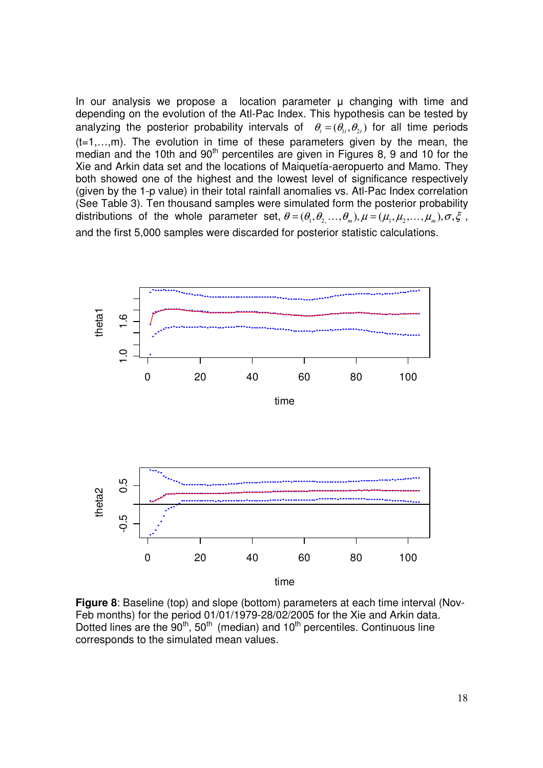In our analysis we propose a location parameter μ changing with time and depending on the evolution of the Atl-Pac Index. This hypothesis can be tested by analyzing the posterior probability intervals of $\theta_t = (\theta_{1t}, \theta_{2t})$ for all time periods (t=1,…,m). The evolution in time of these parameters given by the mean, the median and the 10th and 90$^{th}$ percentiles are given in Figures 8, 9 and 10 for the Xie and Arkin data set and the locations of Maiquetía-aeropuerto and Mamo. They both showed one of the highest and the lowest level of significance respectively (given by the 1-p value) in their total rainfall anomalies vs. Atl-Pac Index correlation (See Table 3). Ten thousand samples were simulated form the posterior probability distributions of the whole parameter set, $\theta = (\theta_1, \theta_2, \ldots, \theta_m), \mu = (\mu_1, \mu_2, \ldots, \mu_m), \sigma, \xi$, and the first 5,000 samples were discarded for posterior statistic calculations.

**Figure 8**: Baseline (top) and slope (bottom) parameters at each time interval (Nov-Feb months) for the period 01/01/1979-28/02/2005 for the Xie and Arkin data. Dotted lines are the 90$^{th}$, 50$^{th}$ (median) and 10$^{th}$ percentiles. Continuous line corresponds to the simulated mean values.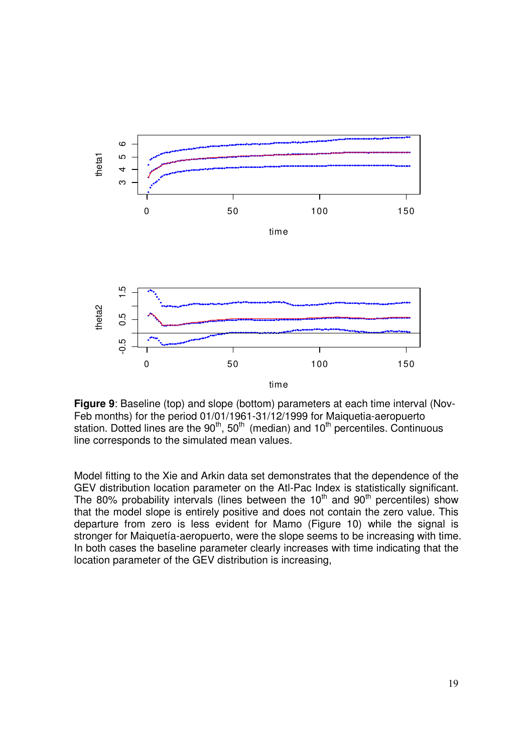**Figure 9**: Baseline (top) and slope (bottom) parameters at each time interval (Nov-Feb months) for the period 01/01/1961-31/12/1999 for Maiquetia-aeropuerto station. Dotted lines are the 90th, 50th (median) and 10th percentiles. Continuous line corresponds to the simulated mean values.

Model fitting to the Xie and Arkin data set demonstrates that the dependence of the GEV distribution location parameter on the Atl-Pac Index is statistically significant. The 80% probability intervals (lines between the 10th and 90th percentiles) show that the model slope is entirely positive and does not contain the zero value. This departure from zero is less evident for Mamo (Figure 10) while the signal is stronger for Maiquetía-aeropuerto, were the slope seems to be increasing with time. In both cases the baseline parameter clearly increases with time indicating that the location parameter of the GEV distribution is increasing,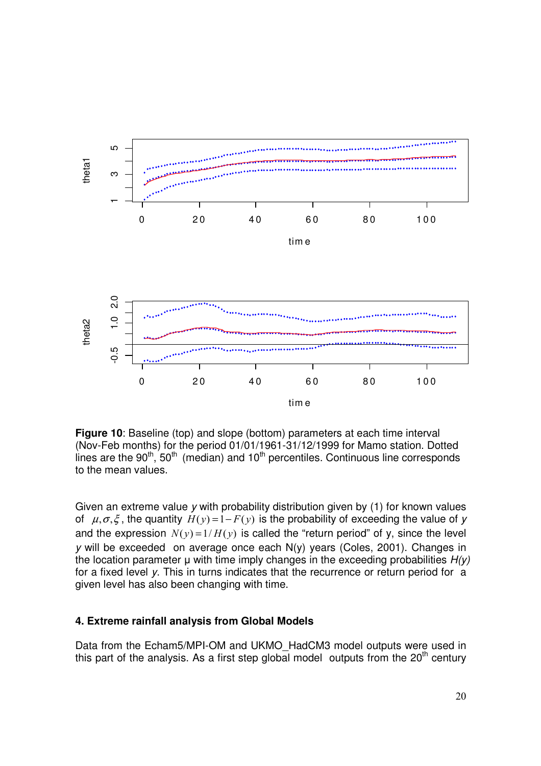**Figure 10**: Baseline (top) and slope (bottom) parameters at each time interval (Nov-Feb months) for the period 01/01/1961-31/12/1999 for Mamo station. Dotted lines are the 90th, 50th (median) and 10th percentiles. Continuous line corresponds to the mean values.

Given an extreme value *y* with probability distribution given by (1) for known values of $\mu, \sigma, \xi$, the quantity $H(y) = 1 - F(y)$ is the probability of exceeding the value of *y* and the expression $N(y) = 1/H(y)$ is called the "return period" of y, since the level *y* will be exceeded on average once each N(y) years (Coles, 2001). Changes in the location parameter μ with time imply changes in the exceeding probabilities *H(y)* for a fixed level *y*. This in turns indicates that the recurrence or return period for a given level has also been changing with time.

### 4. Extreme rainfall analysis from Global Models

Data from the Echam5/MPI-OM and UKMO_HadCM3 model outputs were used in this part of the analysis. As a first step global model outputs from the 20th century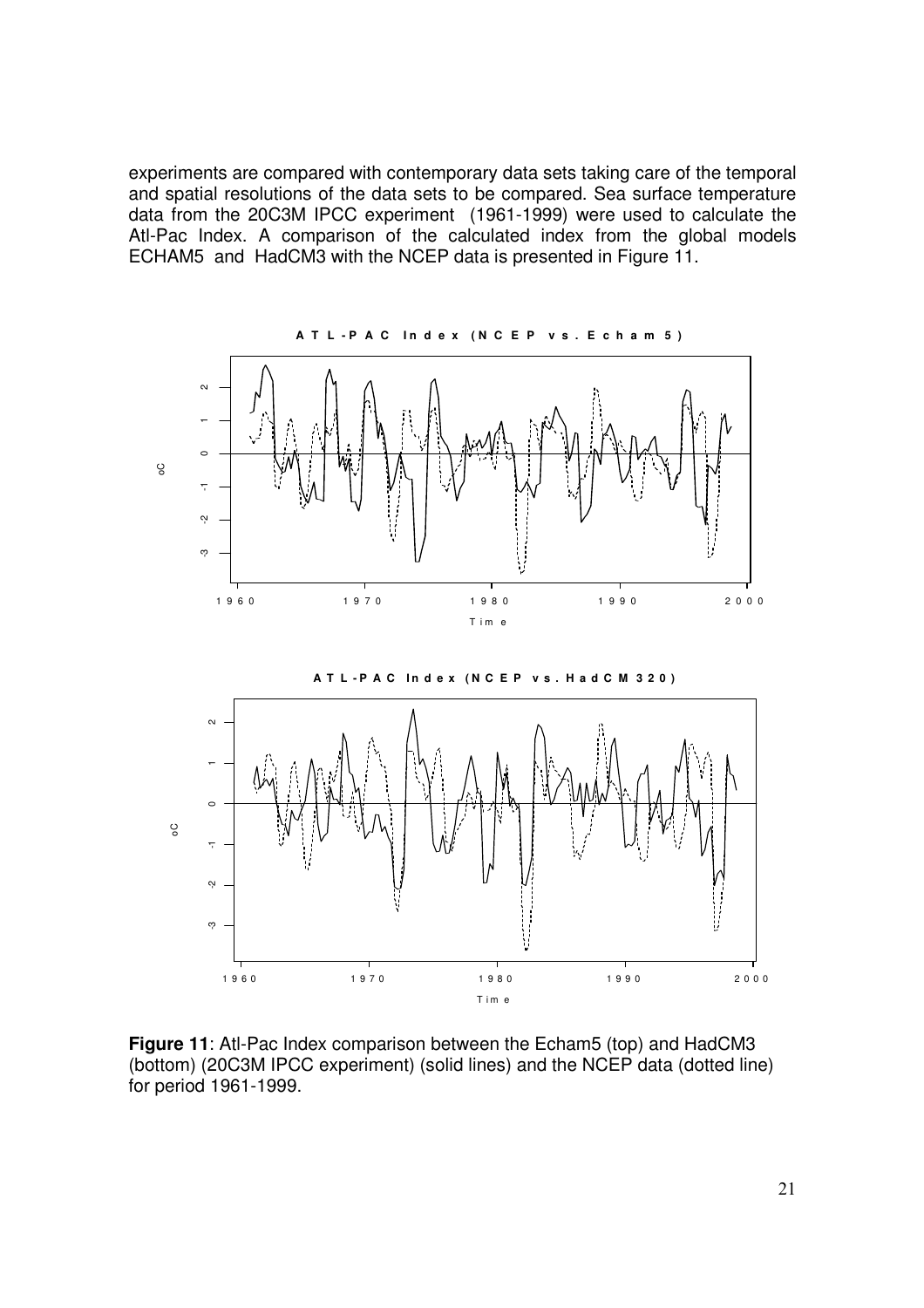experiments are compared with contemporary data sets taking care of the temporal and spatial resolutions of the data sets to be compared. Sea surface temperature data from the 20C3M IPCC experiment (1961-1999) were used to calculate the Atl-Pac Index. A comparison of the calculated index from the global models ECHAM5 and HadCM3 with the NCEP data is presented in Figure 11.

**Figure 11**: Atl-Pac Index comparison between the Echam5 (top) and HadCM3 (bottom) (20C3M IPCC experiment) (solid lines) and the NCEP data (dotted line) for period 1961-1999.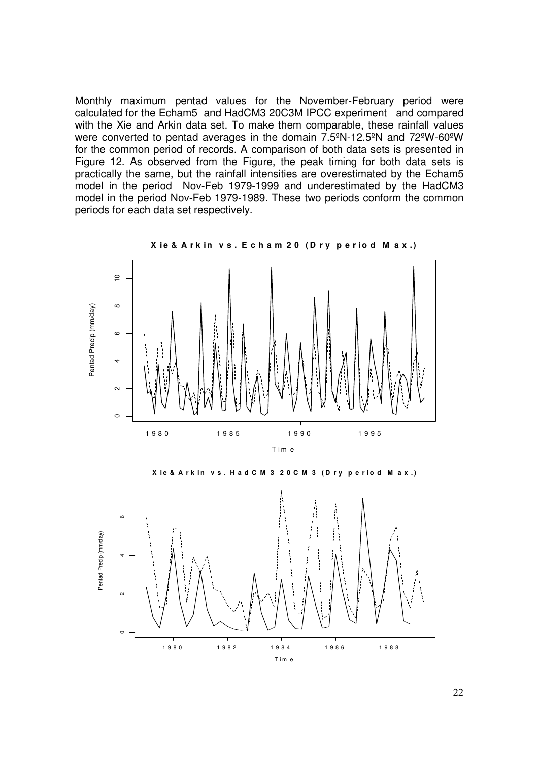Monthly maximum pentad values for the November-February period were calculated for the Echam5 and HadCM3 20C3M IPCC experiment and compared with the Xie and Arkin data set. To make them comparable, these rainfall values were converted to pentad averages in the domain 7.5ºN-12.5ºN and 72ºW-60ºW for the common period of records. A comparison of both data sets is presented in Figure 12. As observed from the Figure, the peak timing for both data sets is practically the same, but the rainfall intensities are overestimated by the Echam5 model in the period Nov-Feb 1979-1999 and underestimated by the HadCM3 model in the period Nov-Feb 1979-1989. These two periods conform the common periods for each data set respectively.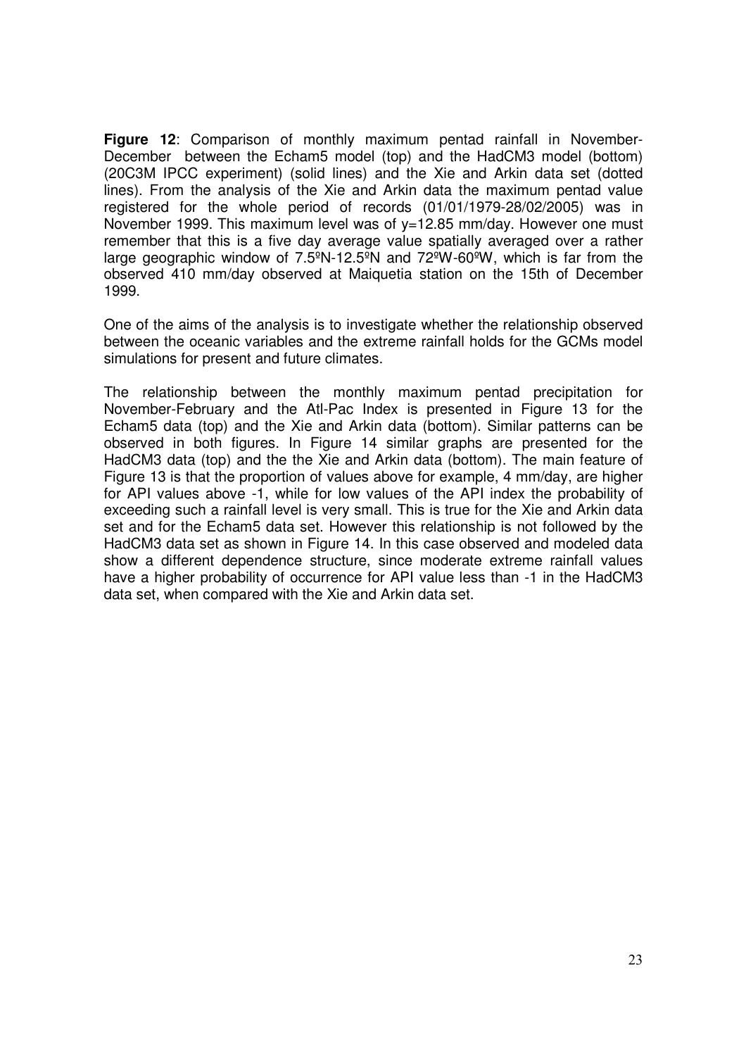**Figure 12**: Comparison of monthly maximum pentad rainfall in November-December between the Echam5 model (top) and the HadCM3 model (bottom) (20C3M IPCC experiment) (solid lines) and the Xie and Arkin data set (dotted lines). From the analysis of the Xie and Arkin data the maximum pentad value registered for the whole period of records (01/01/1979-28/02/2005) was in November 1999. This maximum level was of y=12.85 mm/day. However one must remember that this is a five day average value spatially averaged over a rather large geographic window of 7.5ºN-12.5ºN and 72ºW-60ºW, which is far from the observed 410 mm/day observed at Maiquetia station on the 15th of December 1999.

One of the aims of the analysis is to investigate whether the relationship observed between the oceanic variables and the extreme rainfall holds for the GCMs model simulations for present and future climates.

The relationship between the monthly maximum pentad precipitation for November-February and the Atl-Pac Index is presented in Figure 13 for the Echam5 data (top) and the Xie and Arkin data (bottom). Similar patterns can be observed in both figures. In Figure 14 similar graphs are presented for the HadCM3 data (top) and the the Xie and Arkin data (bottom). The main feature of Figure 13 is that the proportion of values above for example, 4 mm/day, are higher for API values above -1, while for low values of the API index the probability of exceeding such a rainfall level is very small. This is true for the Xie and Arkin data set and for the Echam5 data set. However this relationship is not followed by the HadCM3 data set as shown in Figure 14. In this case observed and modeled data show a different dependence structure, since moderate extreme rainfall values have a higher probability of occurrence for API value less than -1 in the HadCM3 data set, when compared with the Xie and Arkin data set.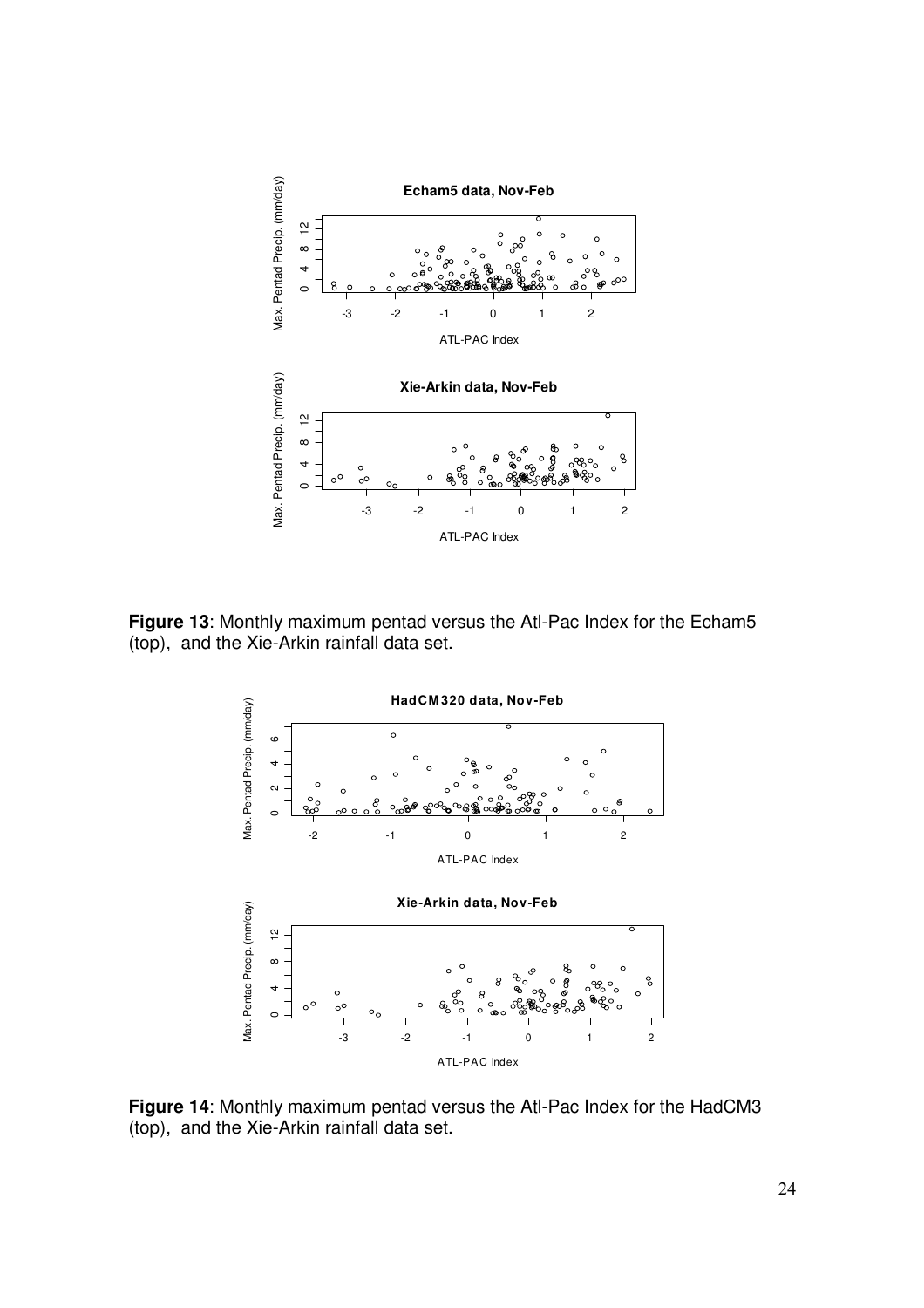**Figure 13**: Monthly maximum pentad versus the Atl-Pac Index for the Echam5 (top), and the Xie-Arkin rainfall data set.

**Figure 14**: Monthly maximum pentad versus the Atl-Pac Index for the HadCM3 (top), and the Xie-Arkin rainfall data set.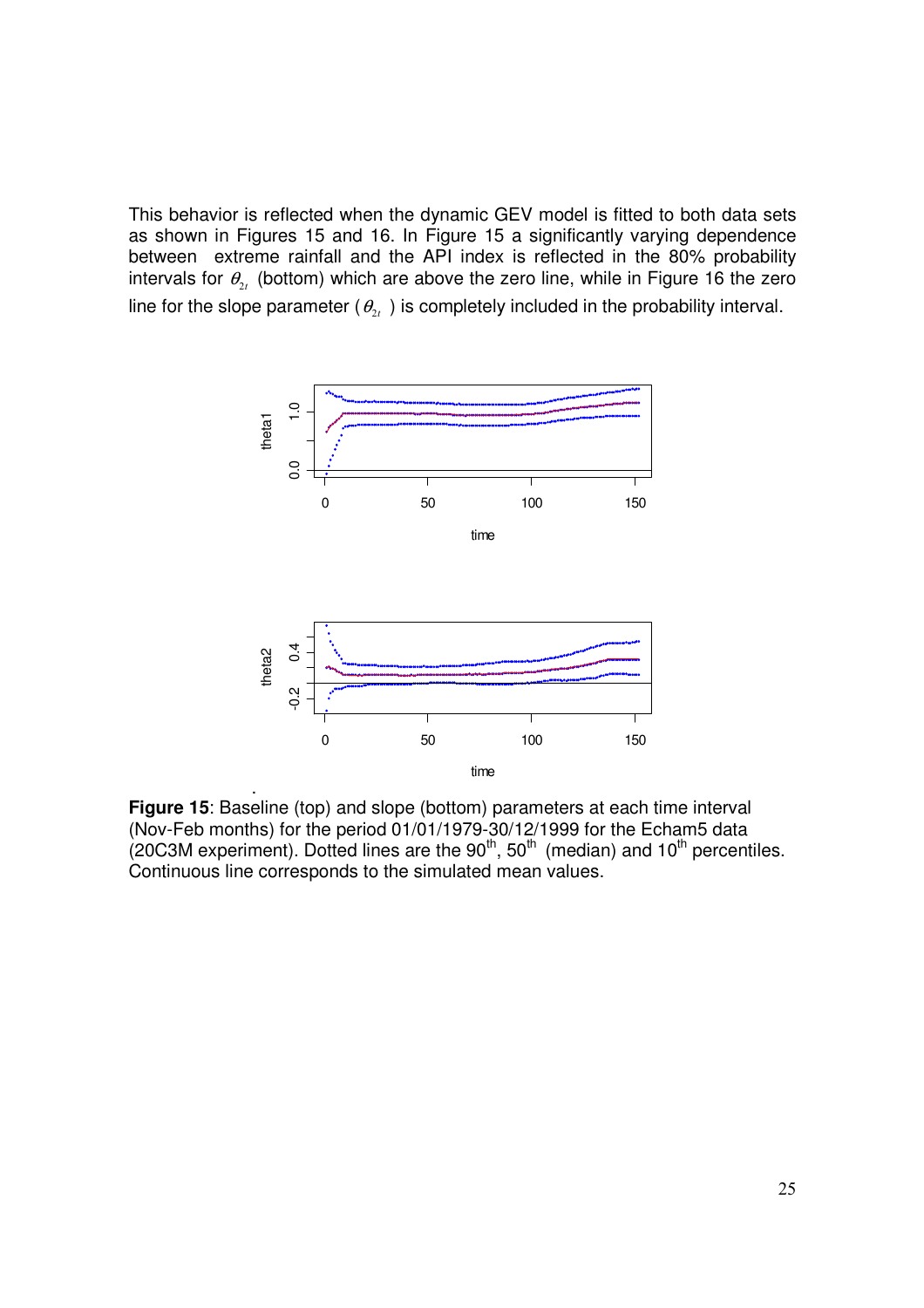This behavior is reflected when the dynamic GEV model is fitted to both data sets as shown in Figures 15 and 16. In Figure 15 a significantly varying dependence between extreme rainfall and the API index is reflected in the 80% probability intervals for $\theta_{2_t}$ (bottom) which are above the zero line, while in Figure 16 the zero line for the slope parameter ($\theta_{2_t}$) is completely included in the probability interval.

**Figure 15**: Baseline (top) and slope (bottom) parameters at each time interval (Nov-Feb months) for the period 01/01/1979-30/12/1999 for the Echam5 data (20C3M experiment). Dotted lines are the 90$^{th}$, 50$^{th}$ (median) and 10$^{th}$ percentiles. Continuous line corresponds to the simulated mean values.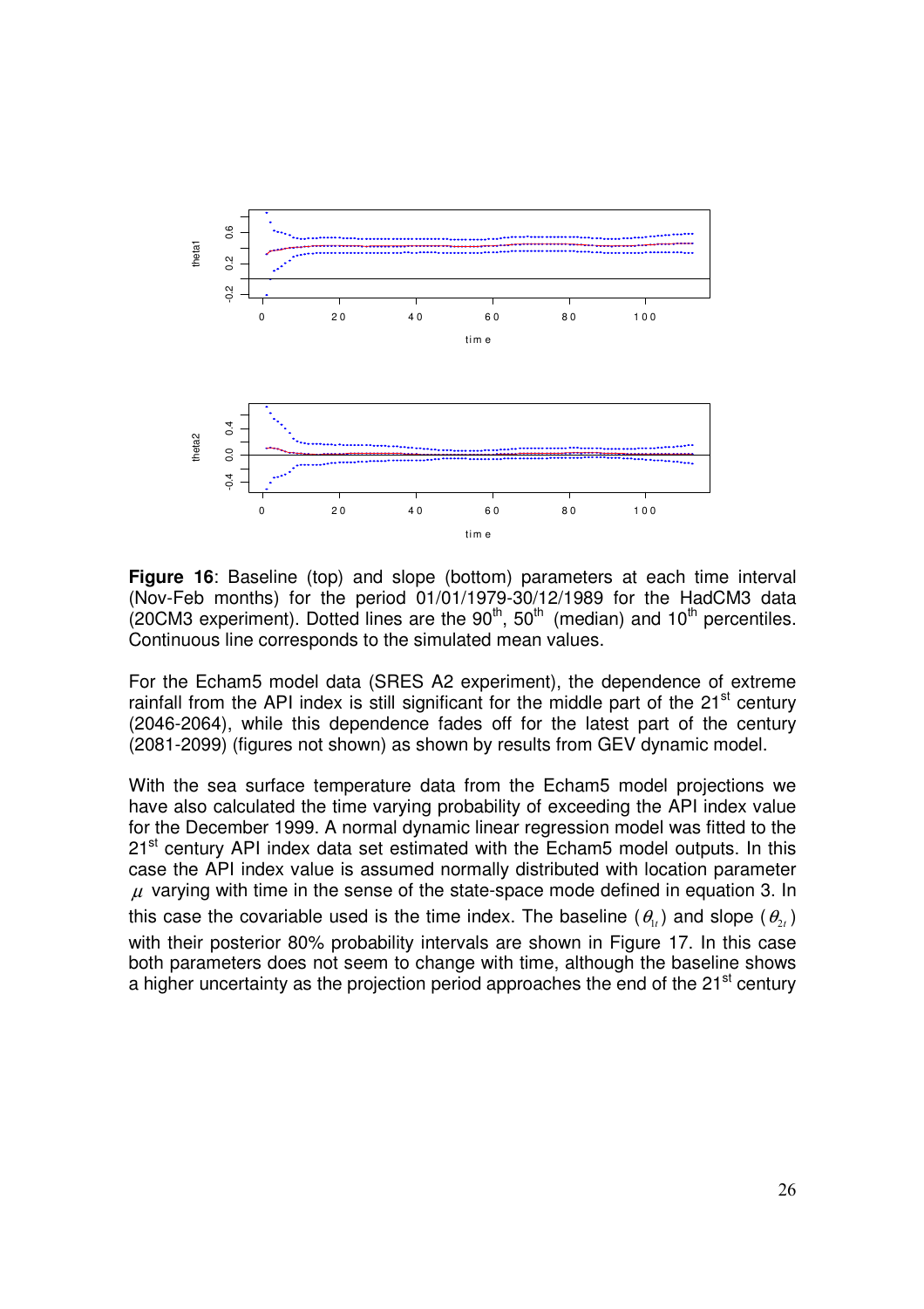**Figure 16**: Baseline (top) and slope (bottom) parameters at each time interval (Nov-Feb months) for the period 01/01/1979-30/12/1989 for the HadCM3 data (20CM3 experiment). Dotted lines are the 90th, 50th (median) and 10th percentiles. Continuous line corresponds to the simulated mean values.

For the Echam5 model data (SRES A2 experiment), the dependence of extreme rainfall from the API index is still significant for the middle part of the 21st century (2046-2064), while this dependence fades off for the latest part of the century (2081-2099) (figures not shown) as shown by results from GEV dynamic model.

With the sea surface temperature data from the Echam5 model projections we have also calculated the time varying probability of exceeding the API index value for the December 1999. A normal dynamic linear regression model was fitted to the 21st century API index data set estimated with the Echam5 model outputs. In this case the API index value is assumed normally distributed with location parameter $\mu$ varying with time in the sense of the state-space mode defined in equation 3. In this case the covariable used is the time index. The baseline ($\theta_{1t}$) and slope ($\theta_{2t}$) with their posterior 80% probability intervals are shown in Figure 17. In this case both parameters does not seem to change with time, although the baseline shows a higher uncertainty as the projection period approaches the end of the 21st century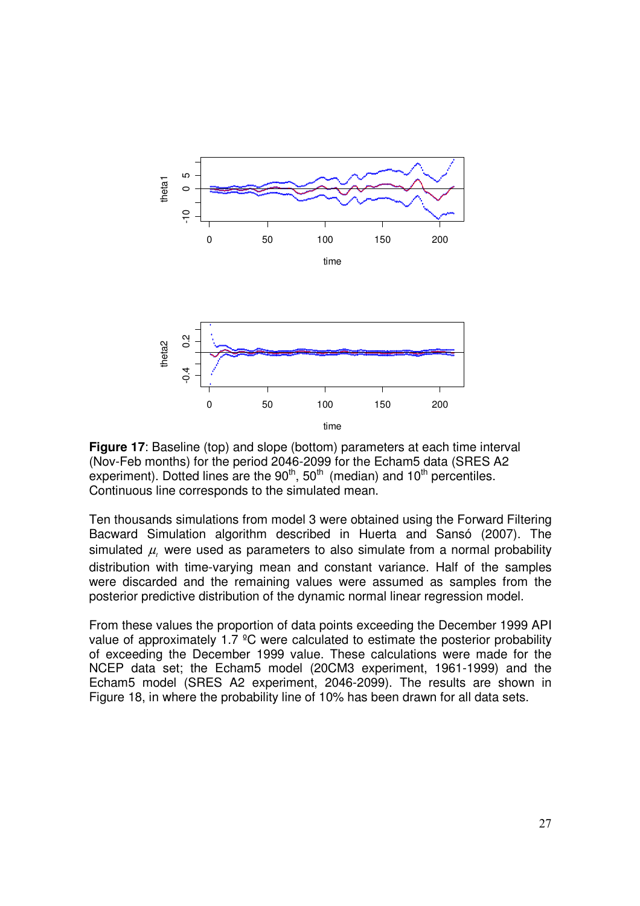**Figure 17**: Baseline (top) and slope (bottom) parameters at each time interval (Nov-Feb months) for the period 2046-2099 for the Echam5 data (SRES A2 experiment). Dotted lines are the 90th, 50th (median) and 10th percentiles. Continuous line corresponds to the simulated mean.

Ten thousands simulations from model 3 were obtained using the Forward Filtering Bacward Simulation algorithm described in Huerta and Sansó (2007). The simulated $\mu_t$ were used as parameters to also simulate from a normal probability distribution with time-varying mean and constant variance. Half of the samples were discarded and the remaining values were assumed as samples from the posterior predictive distribution of the dynamic normal linear regression model.

From these values the proportion of data points exceeding the December 1999 API value of approximately 1.7 ºC were calculated to estimate the posterior probability of exceeding the December 1999 value. These calculations were made for the NCEP data set; the Echam5 model (20CM3 experiment, 1961-1999) and the Echam5 model (SRES A2 experiment, 2046-2099). The results are shown in Figure 18, in where the probability line of 10% has been drawn for all data sets.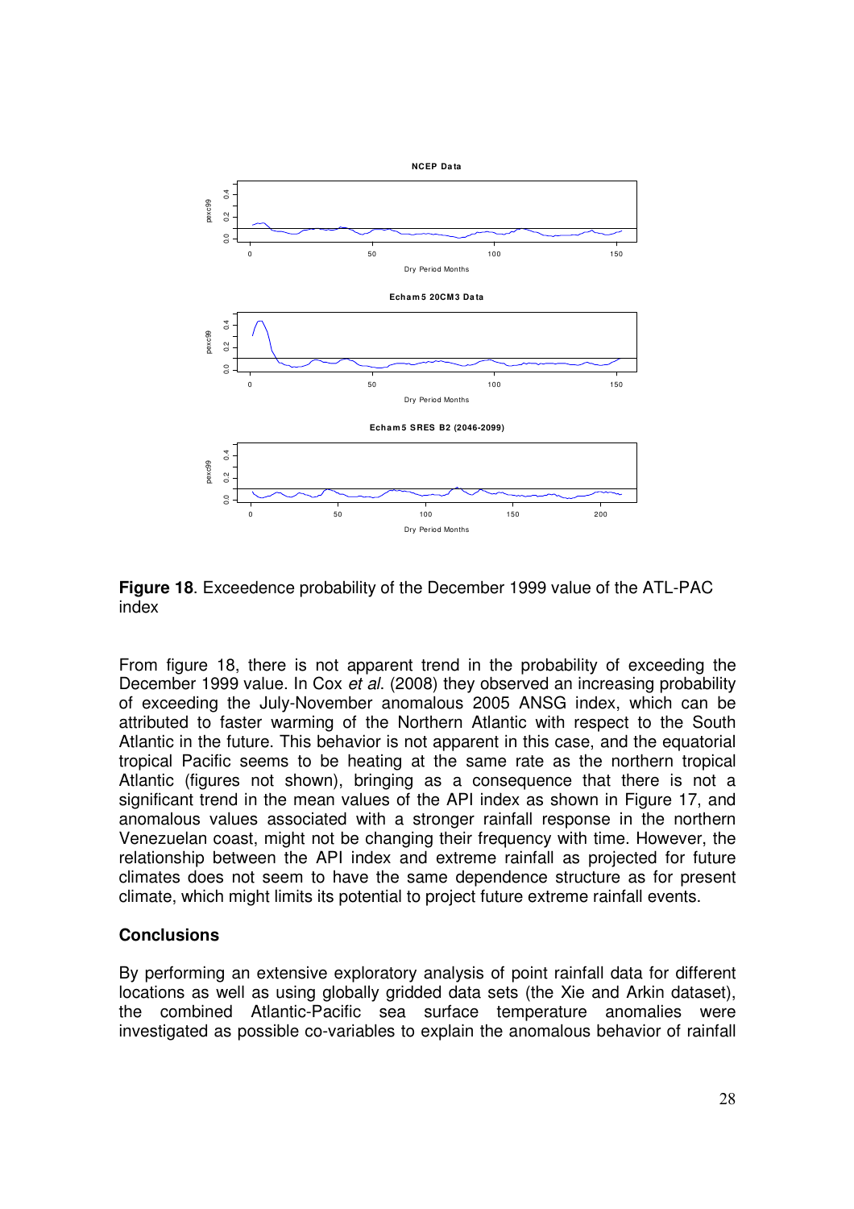**Figure 18**. Exceedence probability of the December 1999 value of the ATL-PAC index

From figure 18, there is not apparent trend in the probability of exceeding the December 1999 value. In Cox *et al*. (2008) they observed an increasing probability of exceeding the July-November anomalous 2005 ANSG index, which can be attributed to faster warming of the Northern Atlantic with respect to the South Atlantic in the future. This behavior is not apparent in this case, and the equatorial tropical Pacific seems to be heating at the same rate as the northern tropical Atlantic (figures not shown), bringing as a consequence that there is not a significant trend in the mean values of the API index as shown in Figure 17, and anomalous values associated with a stronger rainfall response in the northern Venezuelan coast, might not be changing their frequency with time. However, the relationship between the API index and extreme rainfall as projected for future climates does not seem to have the same dependence structure as for present climate, which might limits its potential to project future extreme rainfall events.

## Conclusions

By performing an extensive exploratory analysis of point rainfall data for different locations as well as using globally gridded data sets (the Xie and Arkin dataset), the combined Atlantic-Pacific sea surface temperature anomalies were investigated as possible co-variables to explain the anomalous behavior of rainfall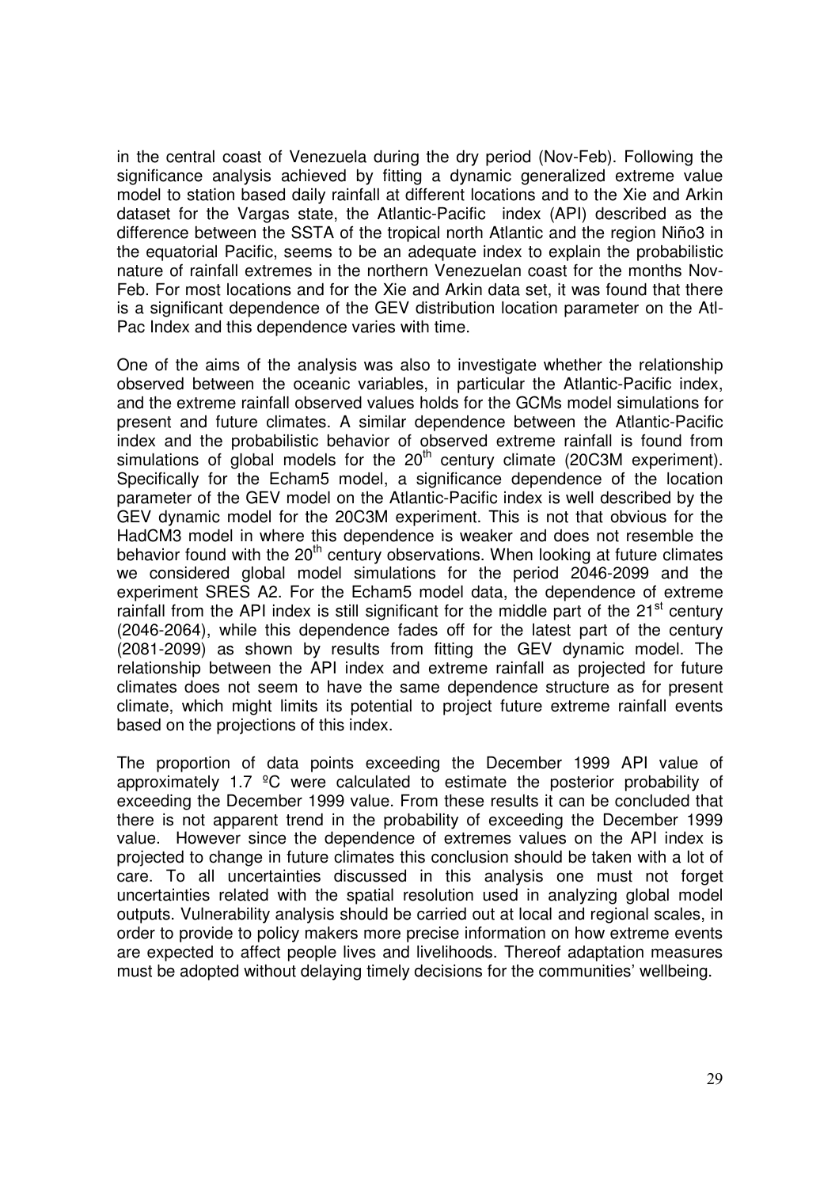in the central coast of Venezuela during the dry period (Nov-Feb). Following the significance analysis achieved by fitting a dynamic generalized extreme value model to station based daily rainfall at different locations and to the Xie and Arkin dataset for the Vargas state, the Atlantic-Pacific index (API) described as the difference between the SSTA of the tropical north Atlantic and the region Niño3 in the equatorial Pacific, seems to be an adequate index to explain the probabilistic nature of rainfall extremes in the northern Venezuelan coast for the months Nov-Feb. For most locations and for the Xie and Arkin data set, it was found that there is a significant dependence of the GEV distribution location parameter on the Atl-Pac Index and this dependence varies with time.

One of the aims of the analysis was also to investigate whether the relationship observed between the oceanic variables, in particular the Atlantic-Pacific index, and the extreme rainfall observed values holds for the GCMs model simulations for present and future climates. A similar dependence between the Atlantic-Pacific index and the probabilistic behavior of observed extreme rainfall is found from simulations of global models for the 20$^{th}$ century climate (20C3M experiment). Specifically for the Echam5 model, a significance dependence of the location parameter of the GEV model on the Atlantic-Pacific index is well described by the GEV dynamic model for the 20C3M experiment. This is not that obvious for the HadCM3 model in where this dependence is weaker and does not resemble the behavior found with the 20$^{th}$ century observations. When looking at future climates we considered global model simulations for the period 2046-2099 and the experiment SRES A2. For the Echam5 model data, the dependence of extreme rainfall from the API index is still significant for the middle part of the 21$^{st}$ century (2046-2064), while this dependence fades off for the latest part of the century (2081-2099) as shown by results from fitting the GEV dynamic model. The relationship between the API index and extreme rainfall as projected for future climates does not seem to have the same dependence structure as for present climate, which might limits its potential to project future extreme rainfall events based on the projections of this index.

The proportion of data points exceeding the December 1999 API value of approximately 1.7 ºC were calculated to estimate the posterior probability of exceeding the December 1999 value. From these results it can be concluded that there is not apparent trend in the probability of exceeding the December 1999 value. However since the dependence of extremes values on the API index is projected to change in future climates this conclusion should be taken with a lot of care. To all uncertainties discussed in this analysis one must not forget uncertainties related with the spatial resolution used in analyzing global model outputs. Vulnerability analysis should be carried out at local and regional scales, in order to provide to policy makers more precise information on how extreme events are expected to affect people lives and livelihoods. Thereof adaptation measures must be adopted without delaying timely decisions for the communities' wellbeing.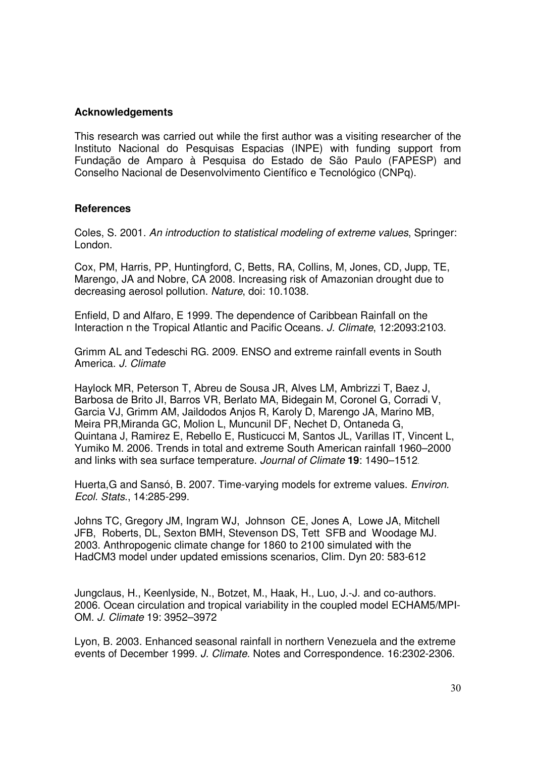## Acknowledgements

This research was carried out while the first author was a visiting researcher of the Instituto Nacional do Pesquisas Espacias (INPE) with funding support from Fundação de Amparo à Pesquisa do Estado de São Paulo (FAPESP) and Conselho Nacional de Desenvolvimento Científico e Tecnológico (CNPq).

## References

Coles, S. 2001. *An introduction to statistical modeling of extreme values*, Springer: London.

Cox, PM, Harris, PP, Huntingford, C, Betts, RA, Collins, M, Jones, CD, Jupp, TE, Marengo, JA and Nobre, CA 2008. Increasing risk of Amazonian drought due to decreasing aerosol pollution. *Nature*, doi: 10.1038.

Enfield, D and Alfaro, E 1999. The dependence of Caribbean Rainfall on the Interaction n the Tropical Atlantic and Pacific Oceans. *J. Climate*, 12:2093:2103.

Grimm AL and Tedeschi RG. 2009. ENSO and extreme rainfall events in South America. *J. Climate*

Haylock MR, Peterson T, Abreu de Sousa JR, Alves LM, Ambrizzi T, Baez J, Barbosa de Brito JI, Barros VR, Berlato MA, Bidegain M, Coronel G, Corradi V, Garcia VJ, Grimm AM, Jaildodos Anjos R, Karoly D, Marengo JA, Marino MB, Meira PR,Miranda GC, Molion L, Muncunil DF, Nechet D, Ontaneda G, Quintana J, Ramirez E, Rebello E, Rusticucci M, Santos JL, Varillas IT, Vincent L, Yumiko M. 2006. Trends in total and extreme South American rainfall 1960–2000 and links with sea surface temperature. *Journal of Climate* **19**: 1490–1512.

Huerta,G and Sansó, B. 2007. Time-varying models for extreme values. *Environ. Ecol. Stats.*, 14:285-299.

Johns TC, Gregory JM, Ingram WJ, Johnson CE, Jones A, Lowe JA, Mitchell JFB, Roberts, DL, Sexton BMH, Stevenson DS, Tett SFB and Woodage MJ. 2003. Anthropogenic climate change for 1860 to 2100 simulated with the HadCM3 model under updated emissions scenarios, Clim. Dyn 20: 583-612

Jungclaus, H., Keenlyside, N., Botzet, M., Haak, H., Luo, J.-J. and co-authors. 2006. Ocean circulation and tropical variability in the coupled model ECHAM5/MPI-OM. *J. Climate* 19: 3952–3972

Lyon, B. 2003. Enhanced seasonal rainfall in northern Venezuela and the extreme events of December 1999. *J. Climate*. Notes and Correspondence. 16:2302-2306.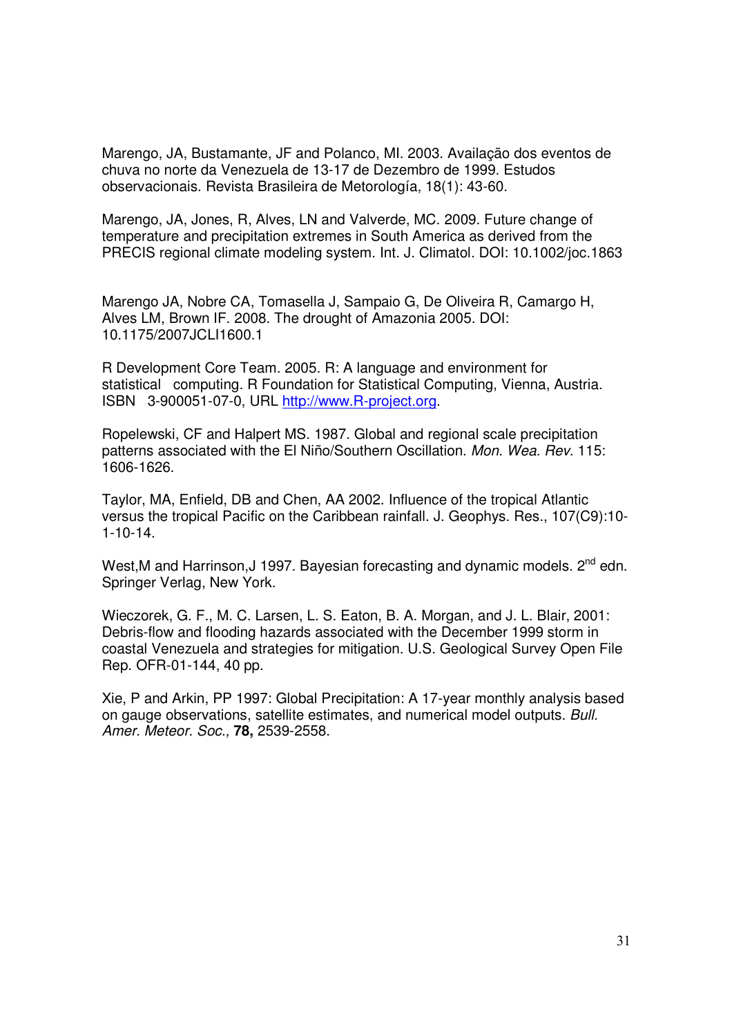Marengo, JA, Bustamante, JF and Polanco, MI. 2003. Availação dos eventos de chuva no norte da Venezuela de 13-17 de Dezembro de 1999. Estudos observacionais. Revista Brasileira de Metorología, 18(1): 43-60.

Marengo, JA, Jones, R, Alves, LN and Valverde, MC. 2009. Future change of temperature and precipitation extremes in South America as derived from the PRECIS regional climate modeling system. Int. J. Climatol. DOI: 10.1002/joc.1863

Marengo JA, Nobre CA, Tomasella J, Sampaio G, De Oliveira R, Camargo H, Alves LM, Brown IF. 2008. The drought of Amazonia 2005. DOI: 10.1175/2007JCLI1600.1

R Development Core Team. 2005. R: A language and environment for statistical computing. R Foundation for Statistical Computing, Vienna, Austria. ISBN 3-900051-07-0, URL http://www.R-project.org.

Ropelewski, CF and Halpert MS. 1987. Global and regional scale precipitation patterns associated with the El Niño/Southern Oscillation. *Mon. Wea. Rev.* 115: 1606-1626.

Taylor, MA, Enfield, DB and Chen, AA 2002. Influence of the tropical Atlantic versus the tropical Pacific on the Caribbean rainfall. J. Geophys. Res., 107(C9):10-1-10-14.

West,M and Harrinson,J 1997. Bayesian forecasting and dynamic models. 2nd edn. Springer Verlag, New York.

Wieczorek, G. F., M. C. Larsen, L. S. Eaton, B. A. Morgan, and J. L. Blair, 2001: Debris-flow and flooding hazards associated with the December 1999 storm in coastal Venezuela and strategies for mitigation. U.S. Geological Survey Open File Rep. OFR-01-144, 40 pp.

Xie, P and Arkin, PP 1997: Global Precipitation: A 17-year monthly analysis based on gauge observations, satellite estimates, and numerical model outputs. *Bull. Amer. Meteor. Soc.,* **78,** 2539-2558.